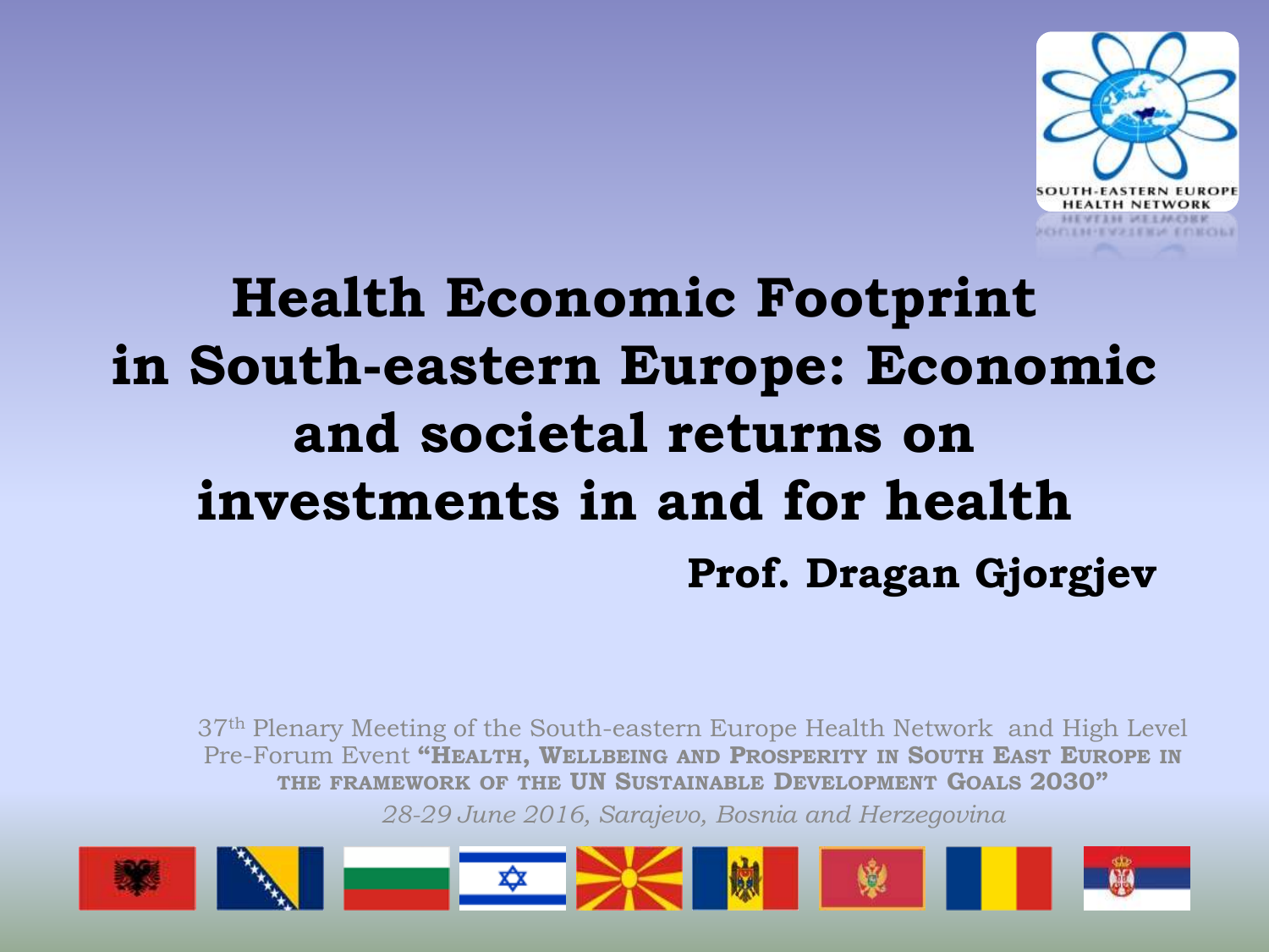# Health Economic Footprint in South-eastern Europe: Economic and societal returns on investments in and for health

**Prof. Dragan Gjorgjev**

37th Plenary Meeting of the South-eastern Europe Health Network and High Level Pre-Forum Event **"Health, Wellbeing and Prosperity in South East Europe in the framework of the UN Sustainable Development Goals 2030"**

*28-29 June 2016, Sarajevo, Bosnia and Herzegovina*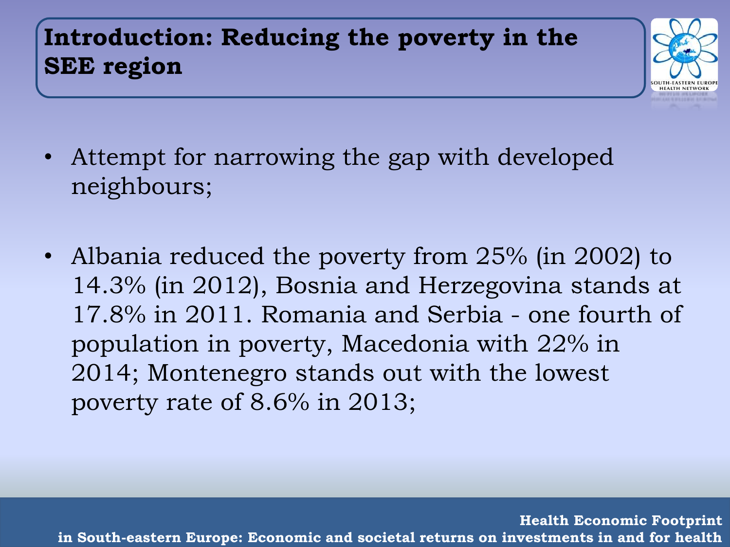# Introduction: Reducing the poverty in the SEE region

- Attempt for narrowing the gap with developed neighbours;
- Albania reduced the poverty from 25% (in 2002) to 14.3% (in 2012), Bosnia and Herzegovina stands at 17.8% in 2011. Romania and Serbia - one fourth of population in poverty, Macedonia with 22% in 2014; Montenegro stands out with the lowest poverty rate of 8.6% in 2013;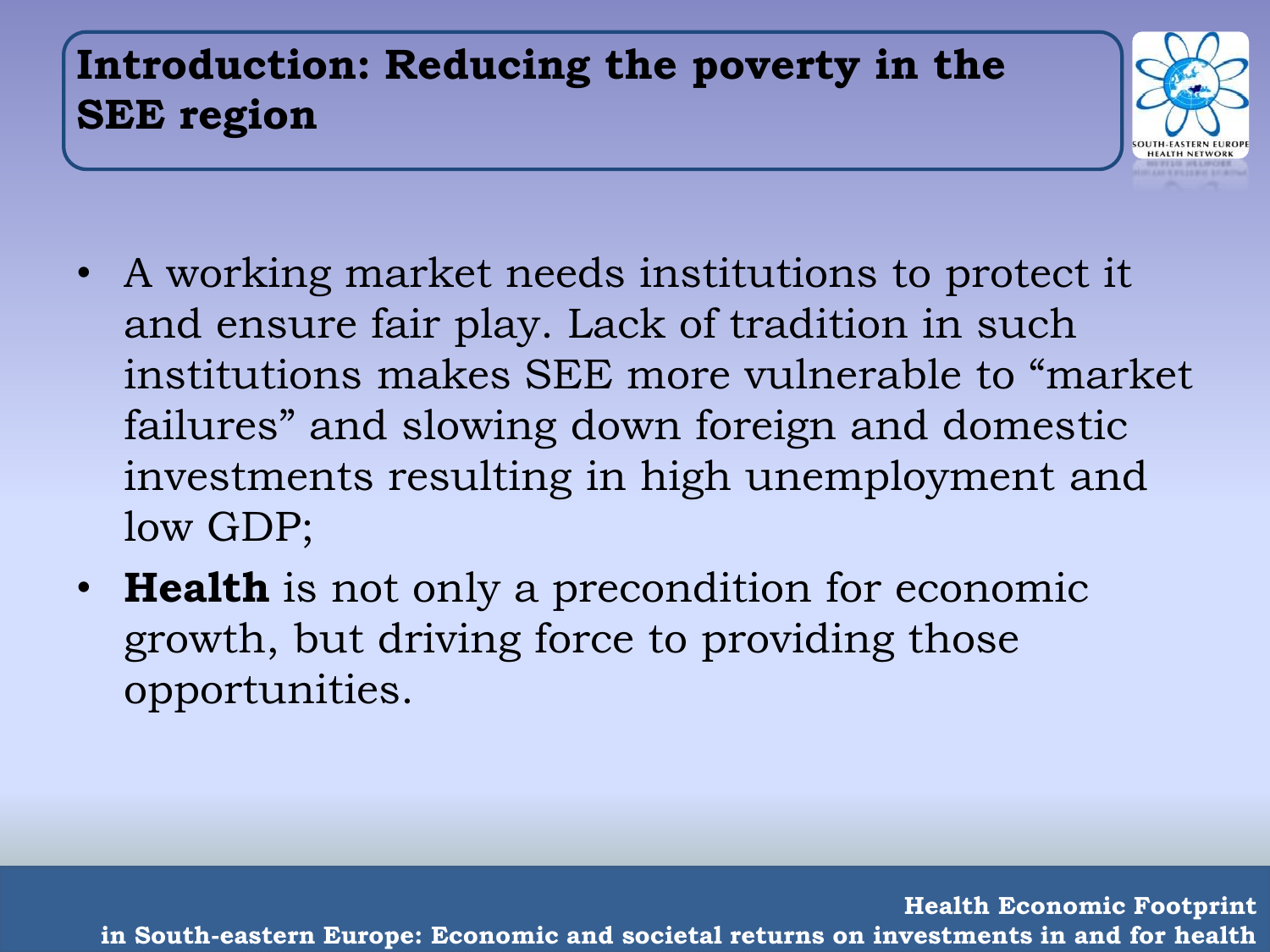## Introduction: Reducing the poverty in the SEE region

- A working market needs institutions to protect it and ensure fair play. Lack of tradition in such institutions makes SEE more vulnerable to "market failures" and slowing down foreign and domestic investments resulting in high unemployment and low GDP;
- **Health** is not only a precondition for economic growth, but driving force to providing those opportunities.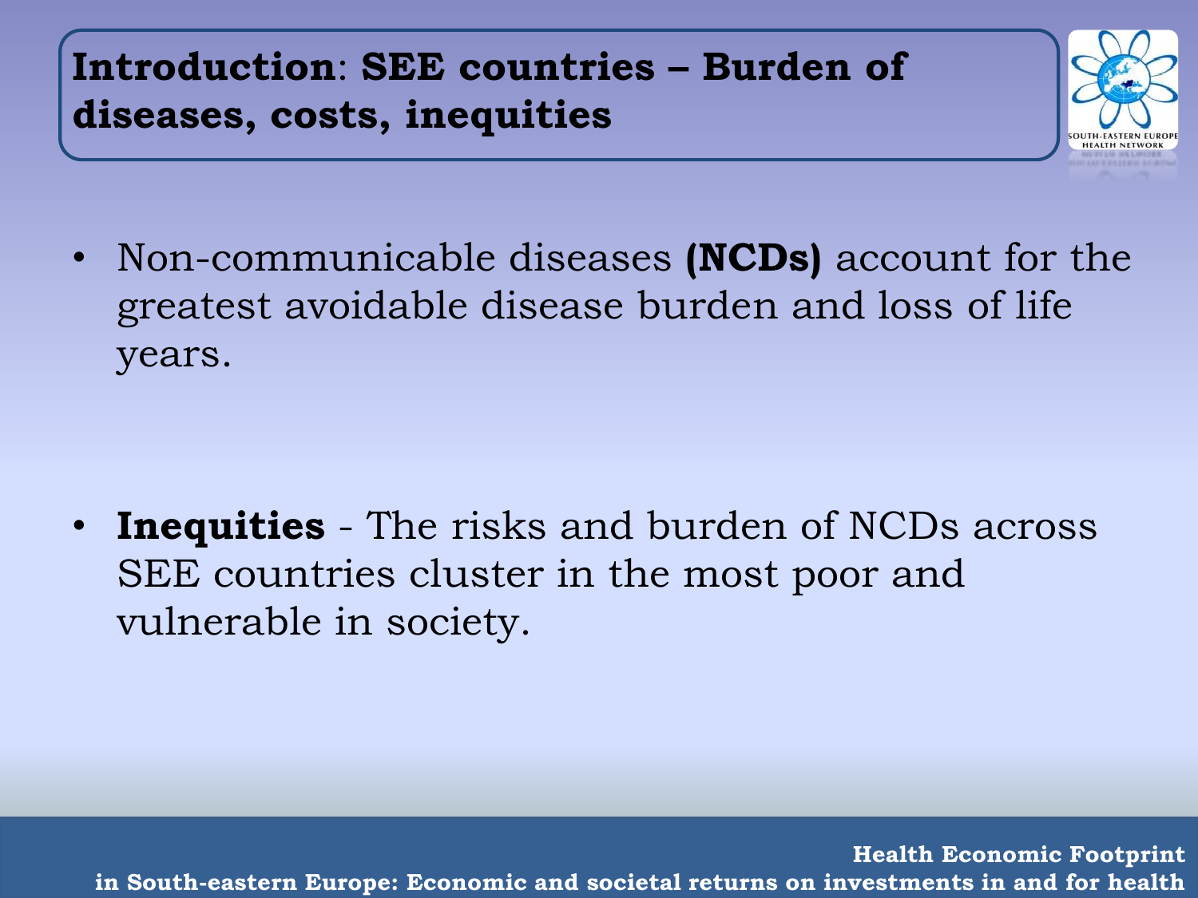## **Introduction**: **SEE countries – Burden of diseases, costs, inequities**

- Non-communicable diseases **(NCDs)** account for the greatest avoidable disease burden and loss of life years.

- **Inequities** - The risks and burden of NCDs across SEE countries cluster in the most poor and vulnerable in society.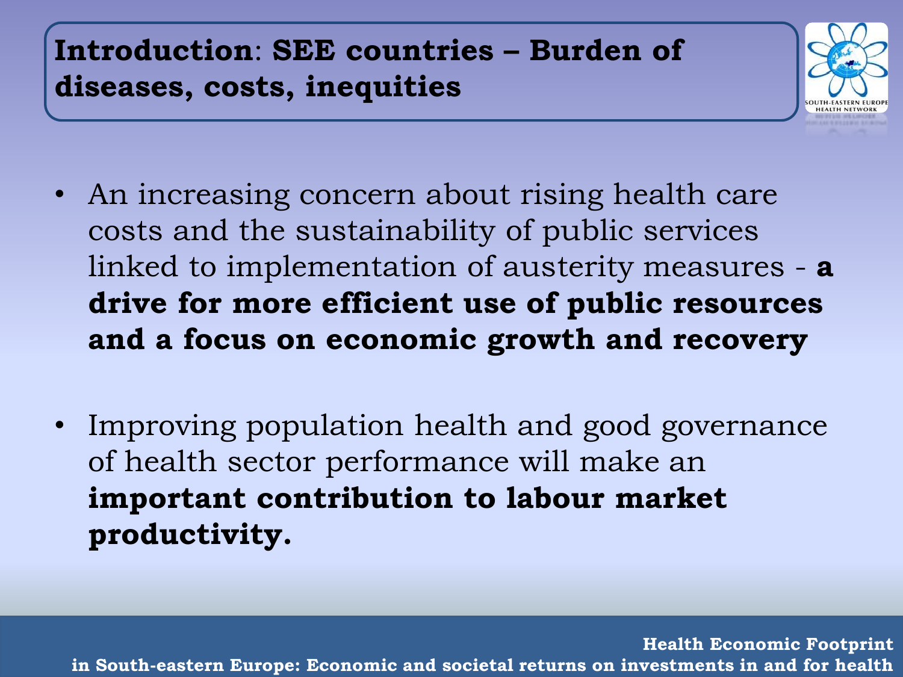## **Introduction**: SEE countries – Burden of diseases, costs, inequities

- An increasing concern about rising health care costs and the sustainability of public services linked to implementation of austerity measures - **a drive for more efficient use of public resources and a focus on economic growth and recovery**
- Improving population health and good governance of health sector performance will make an **important contribution to labour market productivity.**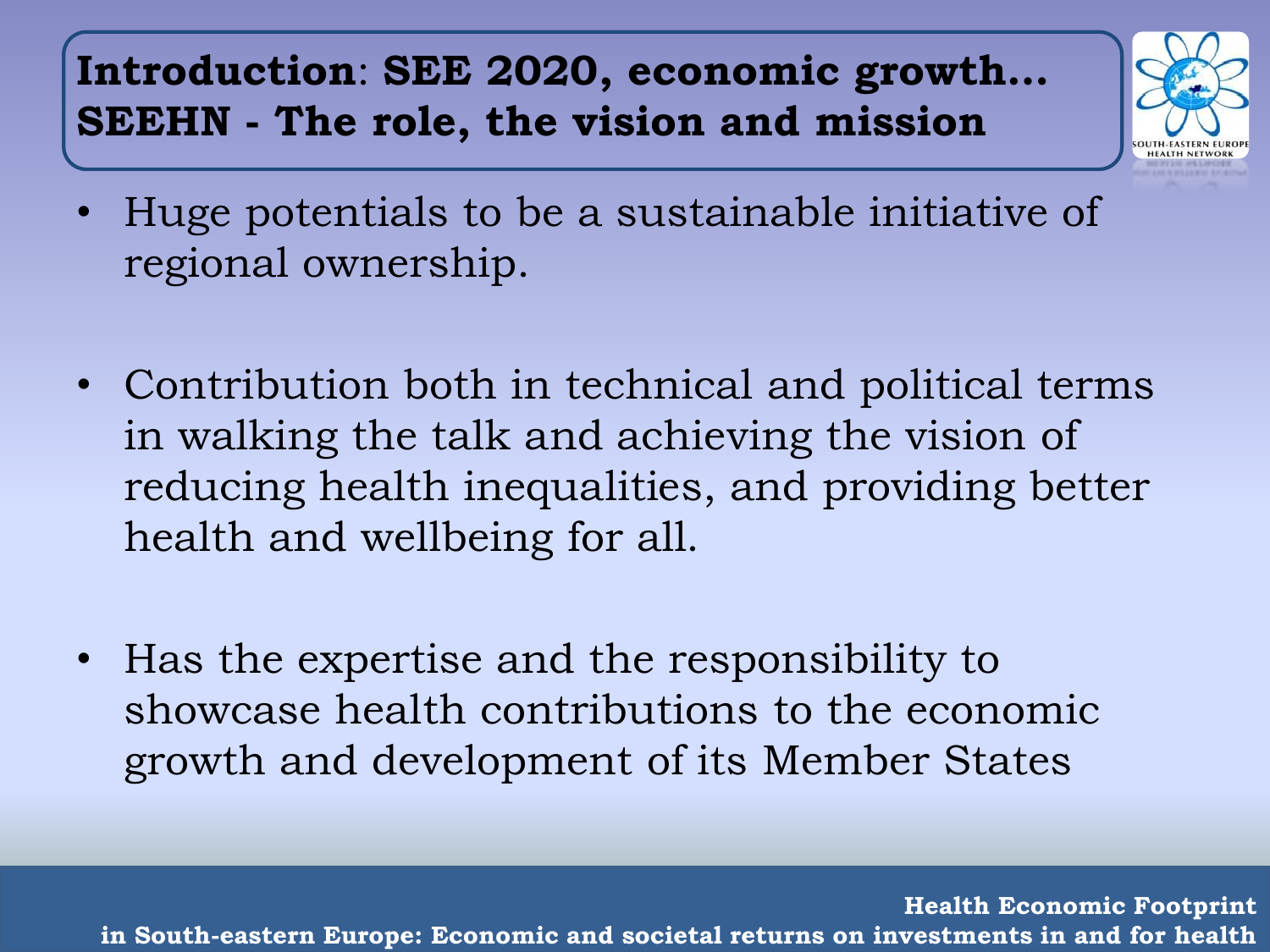## **Introduction**: **SEE 2020, economic growth... SEEHN - The role, the vision and mission**

- Huge potentials to be a sustainable initiative of regional ownership.
- Contribution both in technical and political terms in walking the talk and achieving the vision of reducing health inequalities, and providing better health and wellbeing for all.
- Has the expertise and the responsibility to showcase health contributions to the economic growth and development of its Member States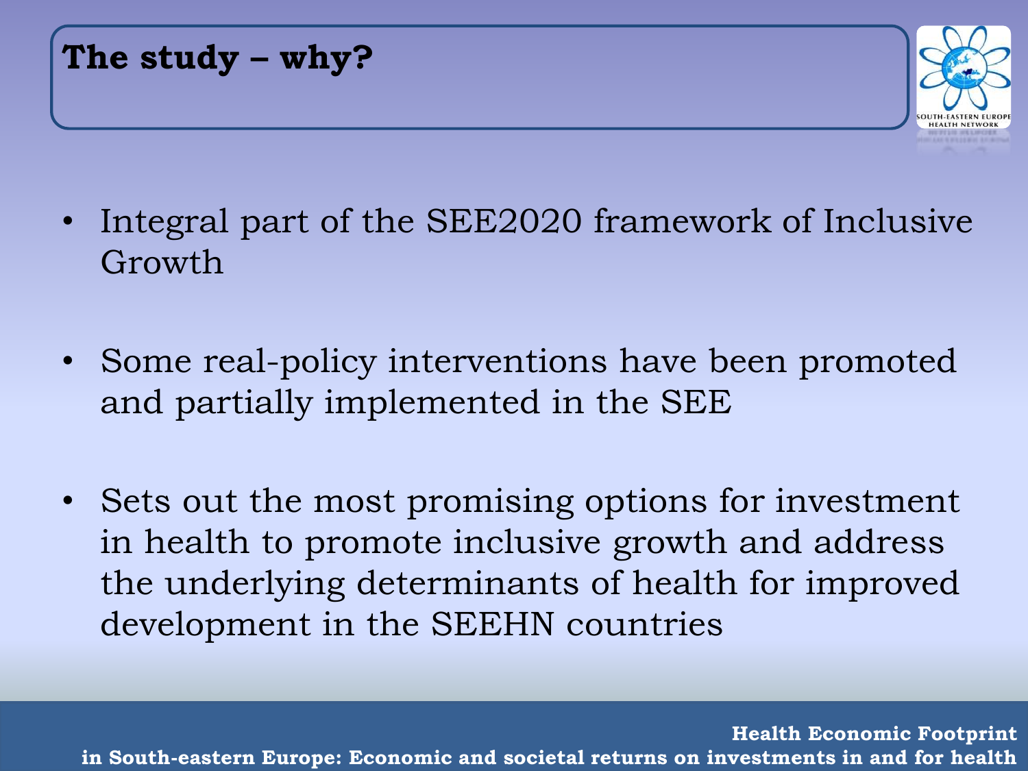# The study – why?

- Integral part of the SEE2020 framework of Inclusive Growth
- Some real-policy interventions have been promoted and partially implemented in the SEE
- Sets out the most promising options for investment in health to promote inclusive growth and address the underlying determinants of health for improved development in the SEEHN countries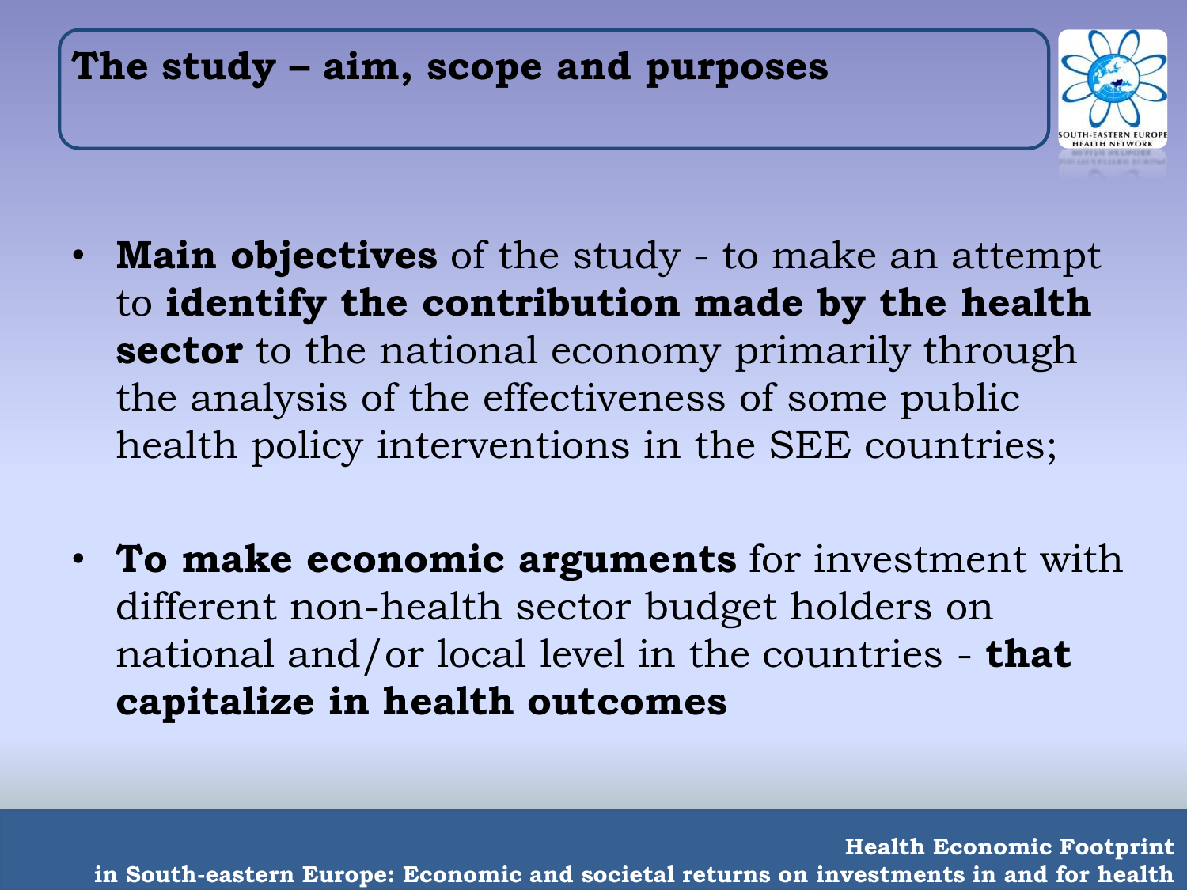# The study – aim, scope and purposes

- **Main objectives** of the study - to make an attempt to **identify the contribution made by the health sector** to the national economy primarily through the analysis of the effectiveness of some public health policy interventions in the SEE countries;

- **To make economic arguments** for investment with different non-health sector budget holders on national and/or local level in the countries - **that capitalize in health outcomes**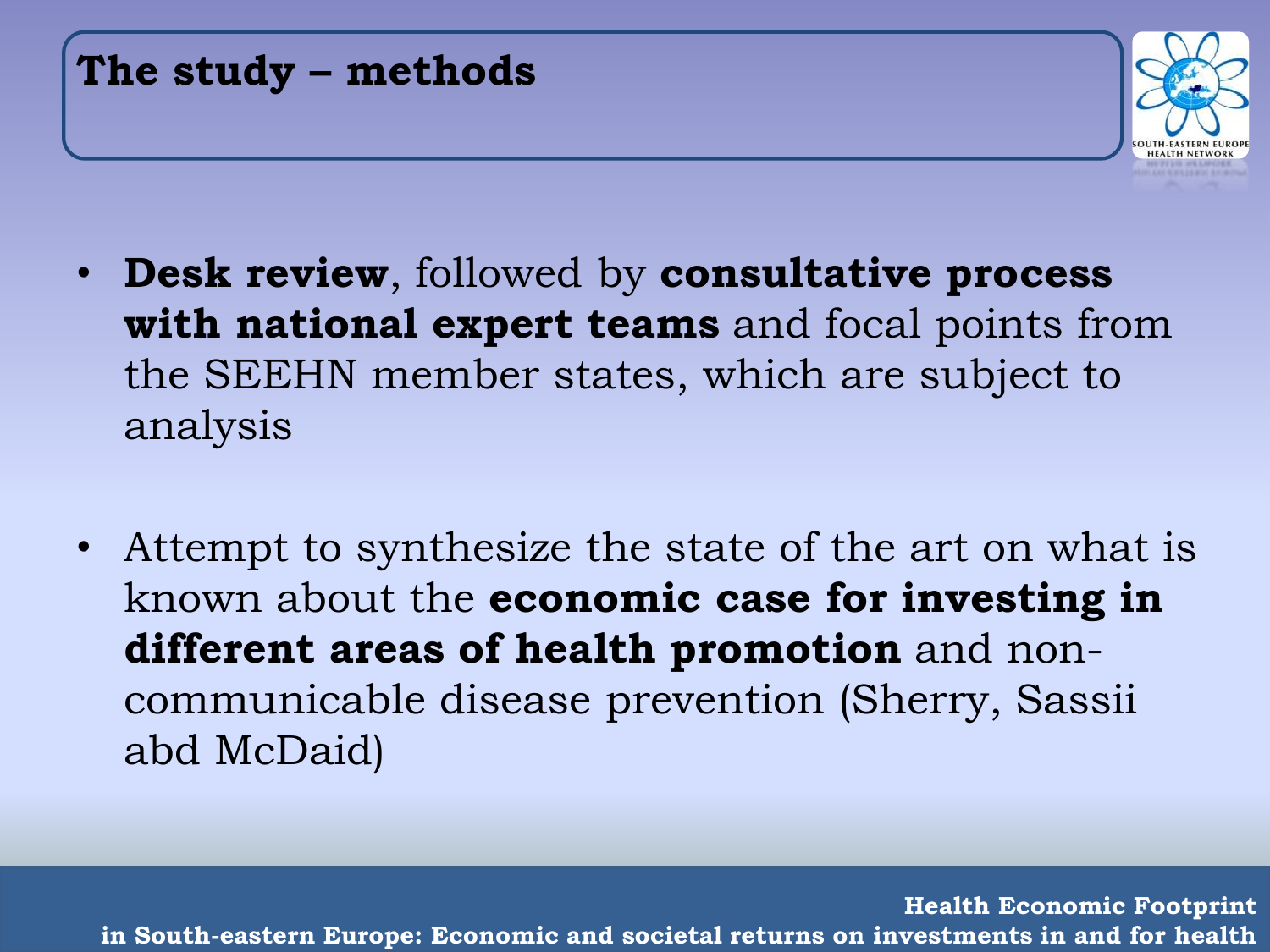# The study – methods

- **Desk review**, followed by **consultative process with national expert teams** and focal points from the SEEHN member states, which are subject to analysis

- Attempt to synthesize the state of the art on what is known about the **economic case for investing in different areas of health promotion** and non-communicable disease prevention (Sherry, Sassii abd McDaid)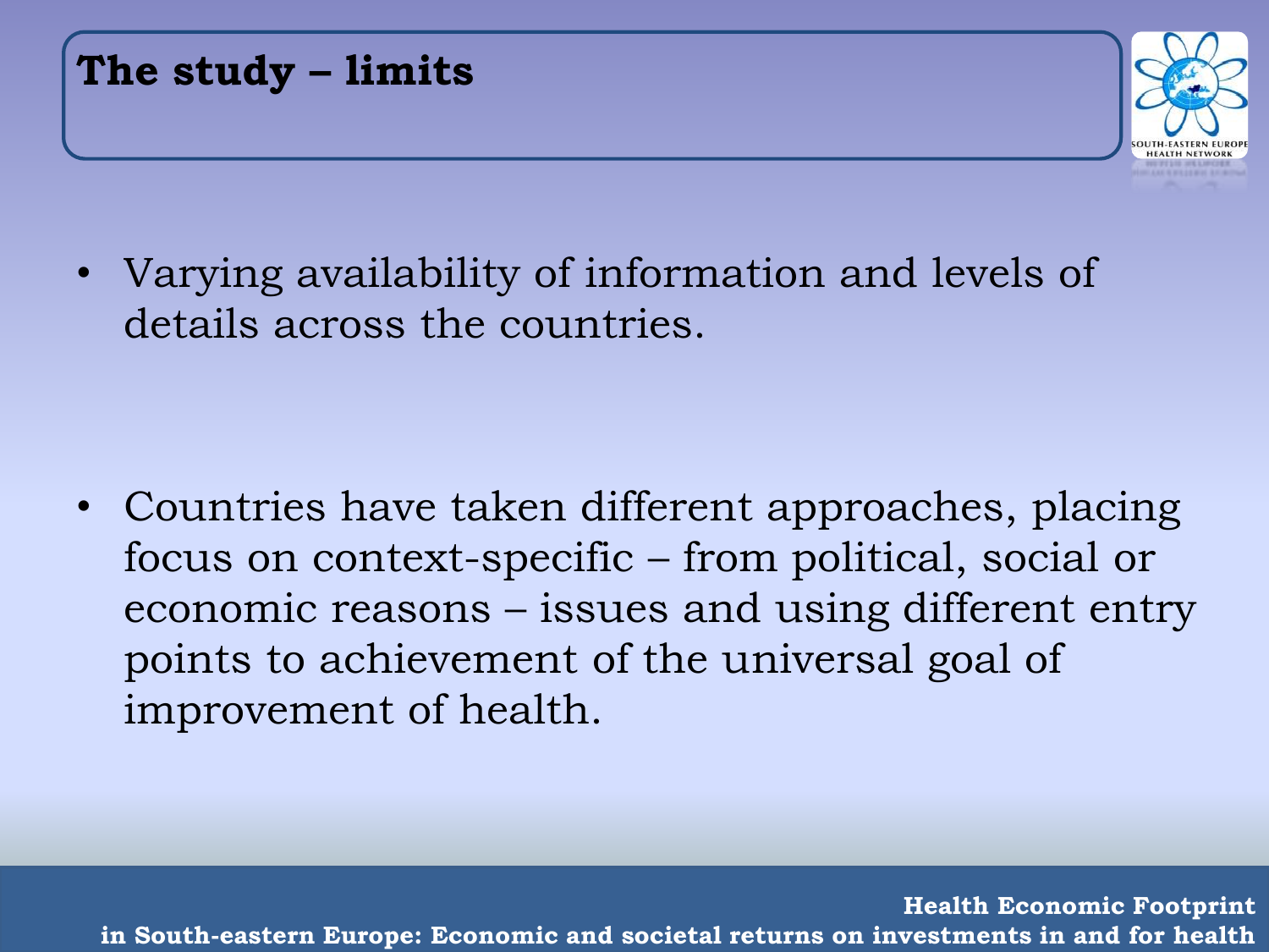# The study – limits

- Varying availability of information and levels of details across the countries.
- Countries have taken different approaches, placing focus on context-specific – from political, social or economic reasons – issues and using different entry points to achievement of the universal goal of improvement of health.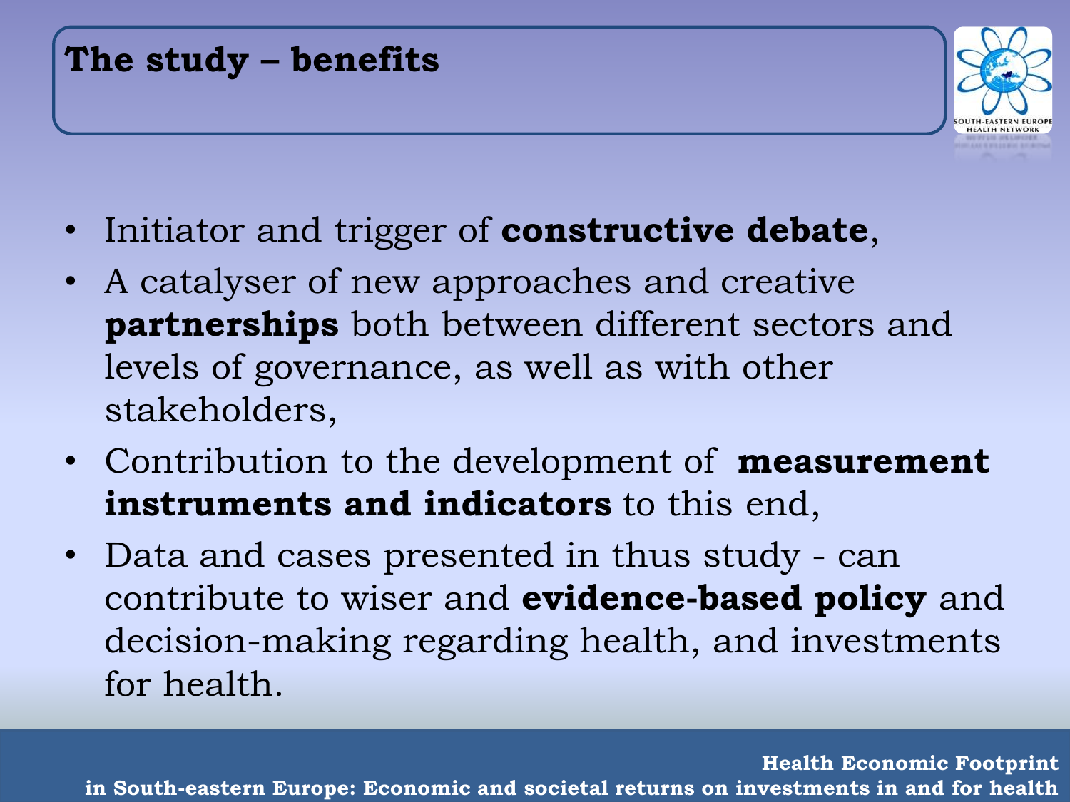## The study – benefits

- Initiator and trigger of **constructive debate**,
- A catalyser of new approaches and creative **partnerships** both between different sectors and levels of governance, as well as with other stakeholders,
- Contribution to the development of **measurement instruments and indicators** to this end,
- Data and cases presented in thus study - can contribute to wiser and **evidence-based policy** and decision-making regarding health, and investments for health.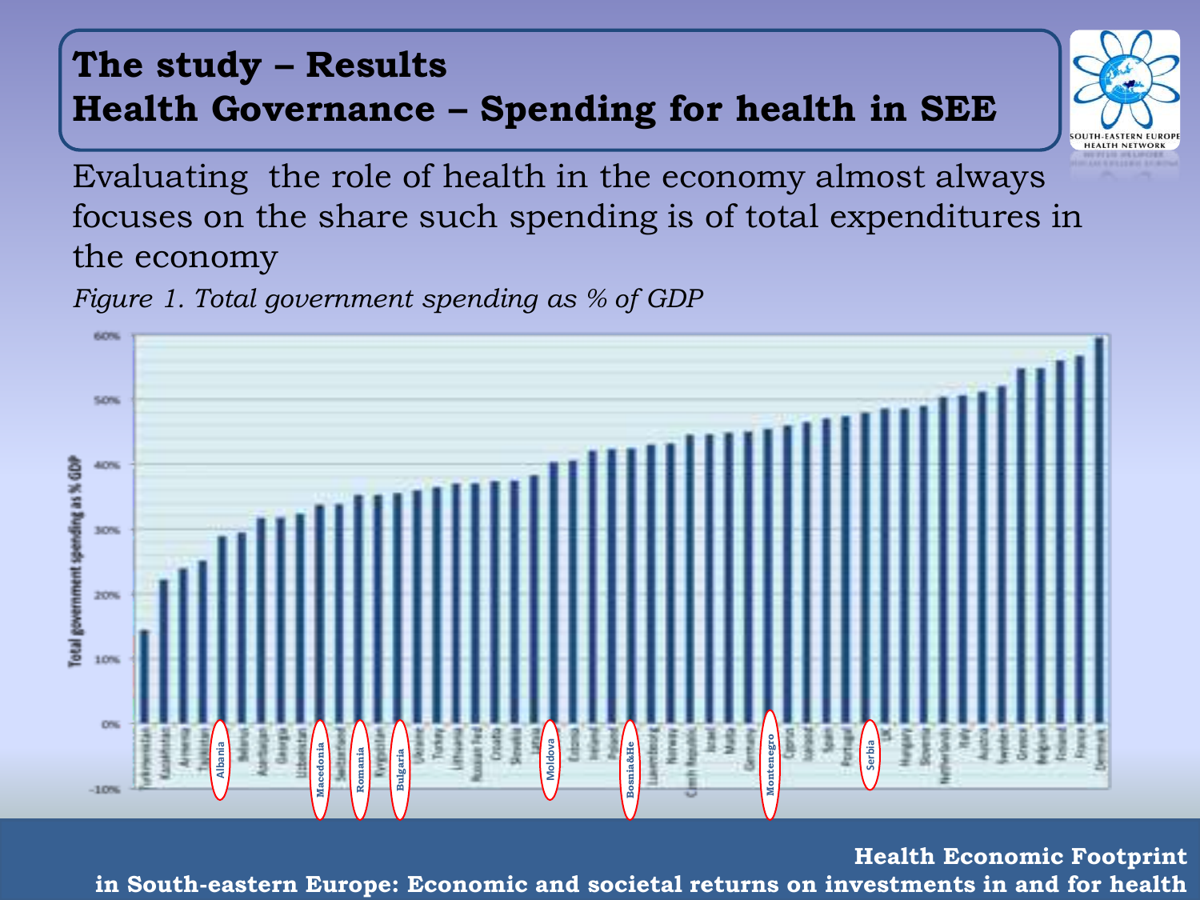# The study – Results
## Health Governance – Spending for health in SEE

Evaluating the role of health in the economy almost always focuses on the share such spending is of total expenditures in the economy

*Figure 1. Total government spending as % of GDP*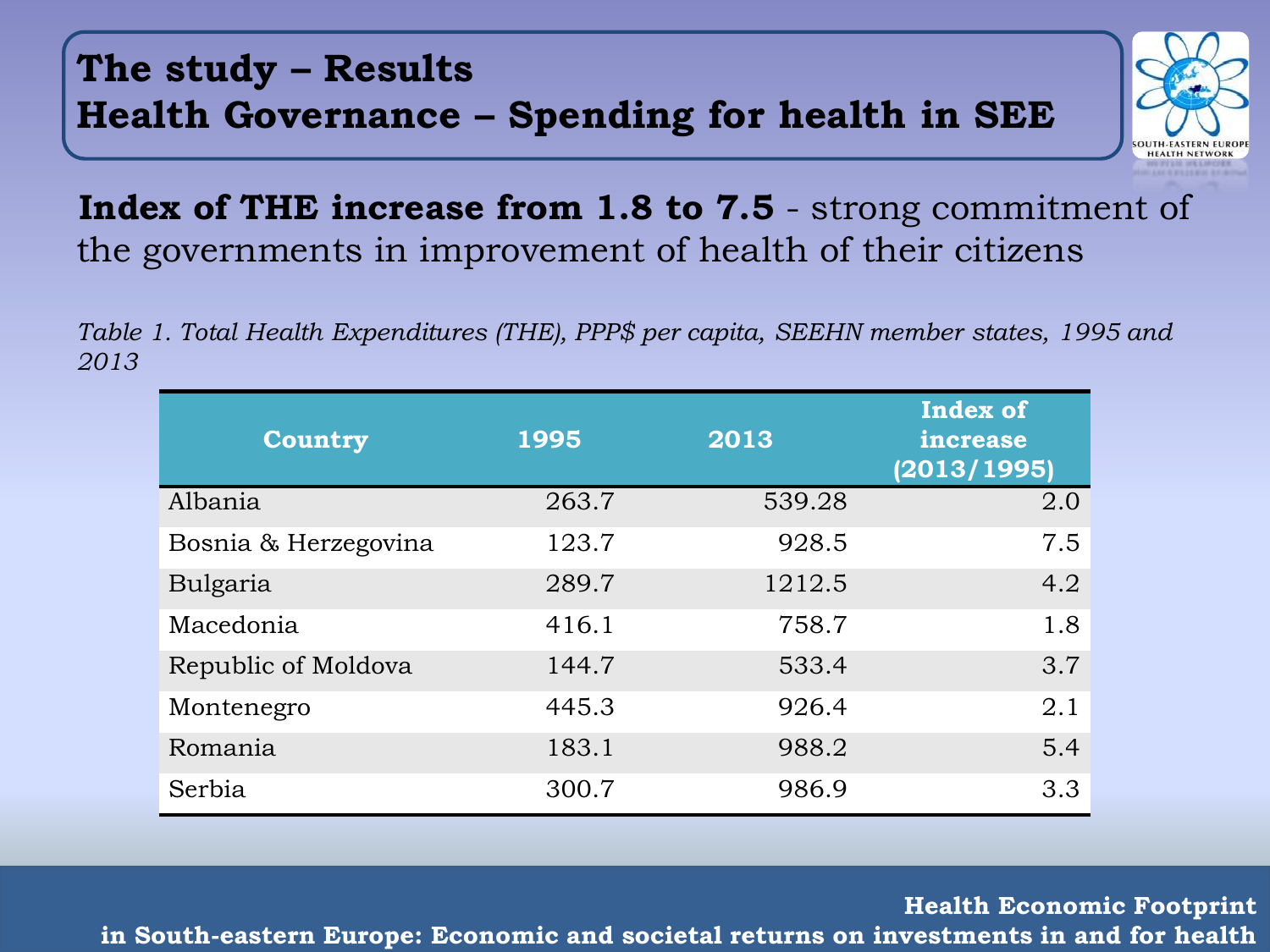# The study – Results
# Health Governance – Spending for health in SEE

**Index of THE increase from 1.8 to 7.5** - strong commitment of the governments in improvement of health of their citizens

*Table 1. Total Health Expenditures (THE), PPP$ per capita, SEEHN member states, 1995 and 2013*

| Country | 1995 | 2013 | Index of increase (2013/1995) |
|---|---|---|---|
| Albania | 263.7 | 539.28 | 2.0 |
| Bosnia & Herzegovina | 123.7 | 928.5 | 7.5 |
| Bulgaria | 289.7 | 1212.5 | 4.2 |
| Macedonia | 416.1 | 758.7 | 1.8 |
| Republic of Moldova | 144.7 | 533.4 | 3.7 |
| Montenegro | 445.3 | 926.4 | 2.1 |
| Romania | 183.1 | 988.2 | 5.4 |
| Serbia | 300.7 | 986.9 | 3.3 |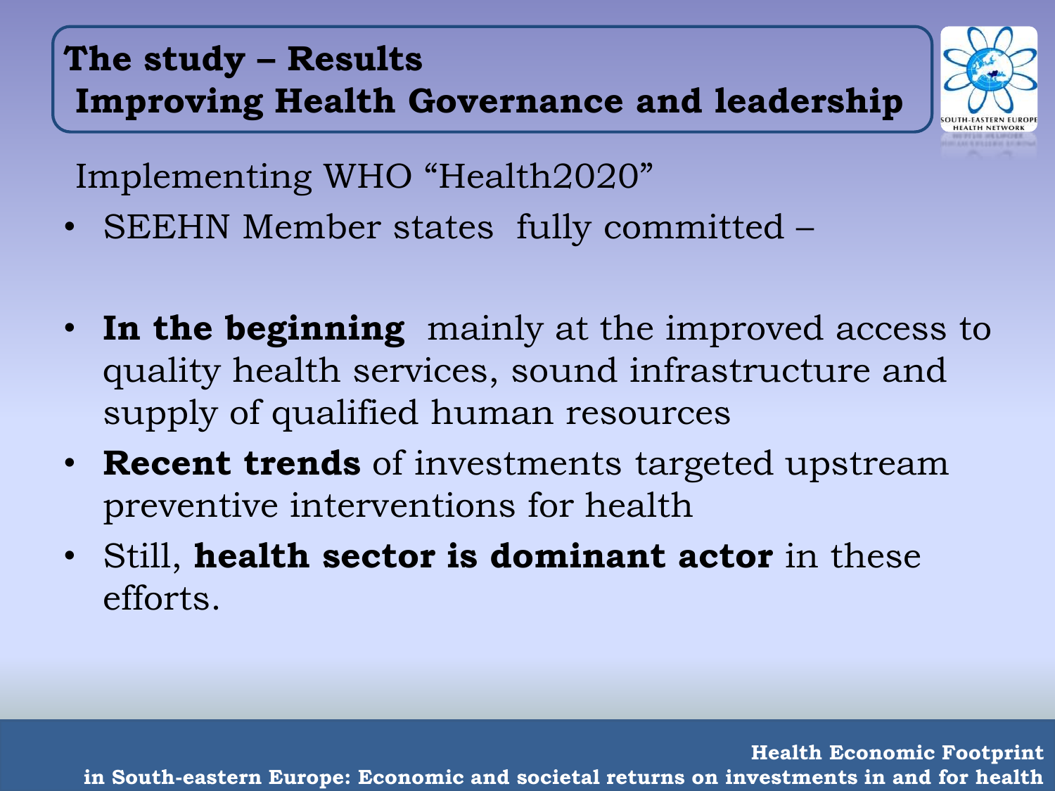# The study – Results
## Improving Health Governance and leadership

Implementing WHO "Health2020"

- SEEHN Member states fully committed –
- **In the beginning** mainly at the improved access to quality health services, sound infrastructure and supply of qualified human resources
- **Recent trends** of investments targeted upstream preventive interventions for health
- Still, **health sector is dominant actor** in these efforts.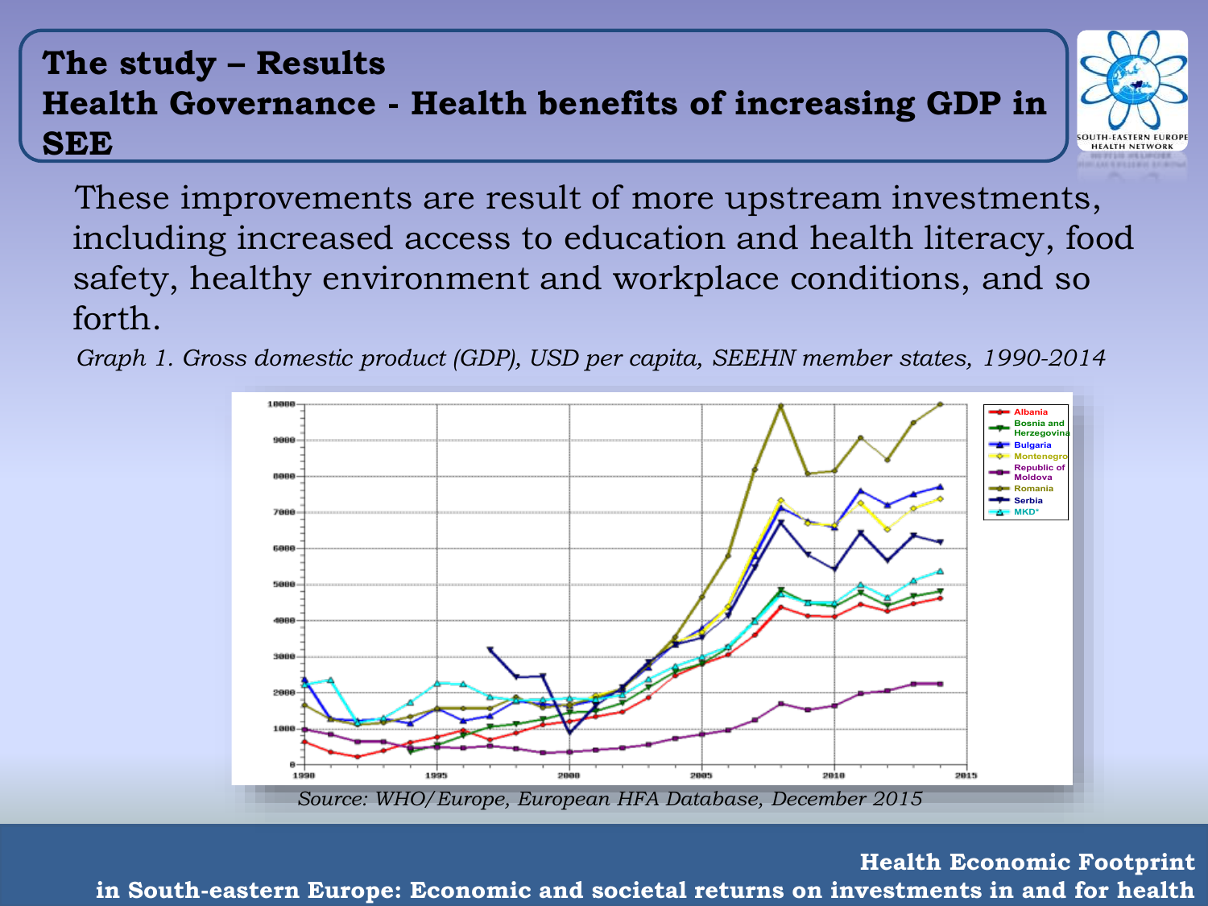# The study – Results
## Health Governance - Health benefits of increasing GDP in SEE

These improvements are result of more upstream investments, including increased access to education and health literacy, food safety, healthy environment and workplace conditions, and so forth.

*Graph 1. Gross domestic product (GDP), USD per capita, SEEHN member states, 1990-2014*

*Source: WHO/Europe, European HFA Database, December 2015*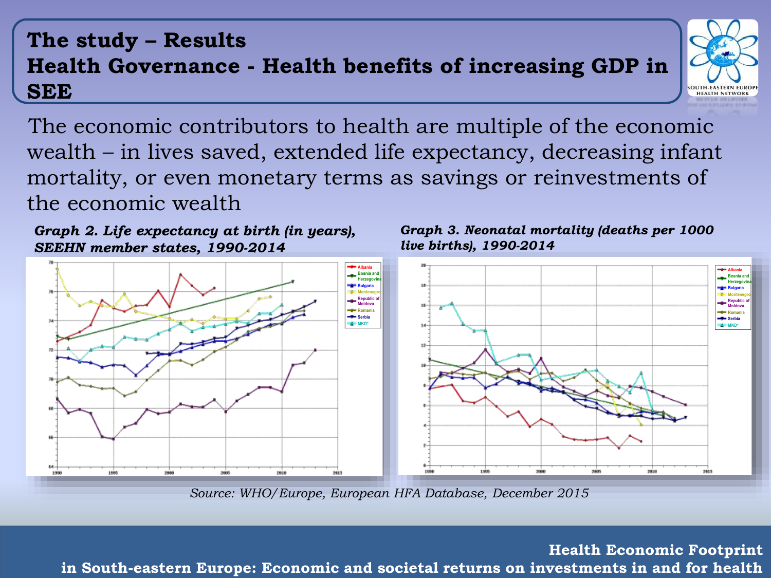# The study – Results
## Health Governance - Health benefits of increasing GDP in SEE

The economic contributors to health are multiple of the economic wealth – in lives saved, extended life expectancy, decreasing infant mortality, or even monetary terms as savings or reinvestments of the economic wealth

***Graph 2. Life expectancy at birth (in years), SEEHN member states, 1990-2014***

***Graph 3. Neonatal mortality (deaths per 1000 live births), 1990-2014***

*Source: WHO/Europe, European HFA Database, December 2015*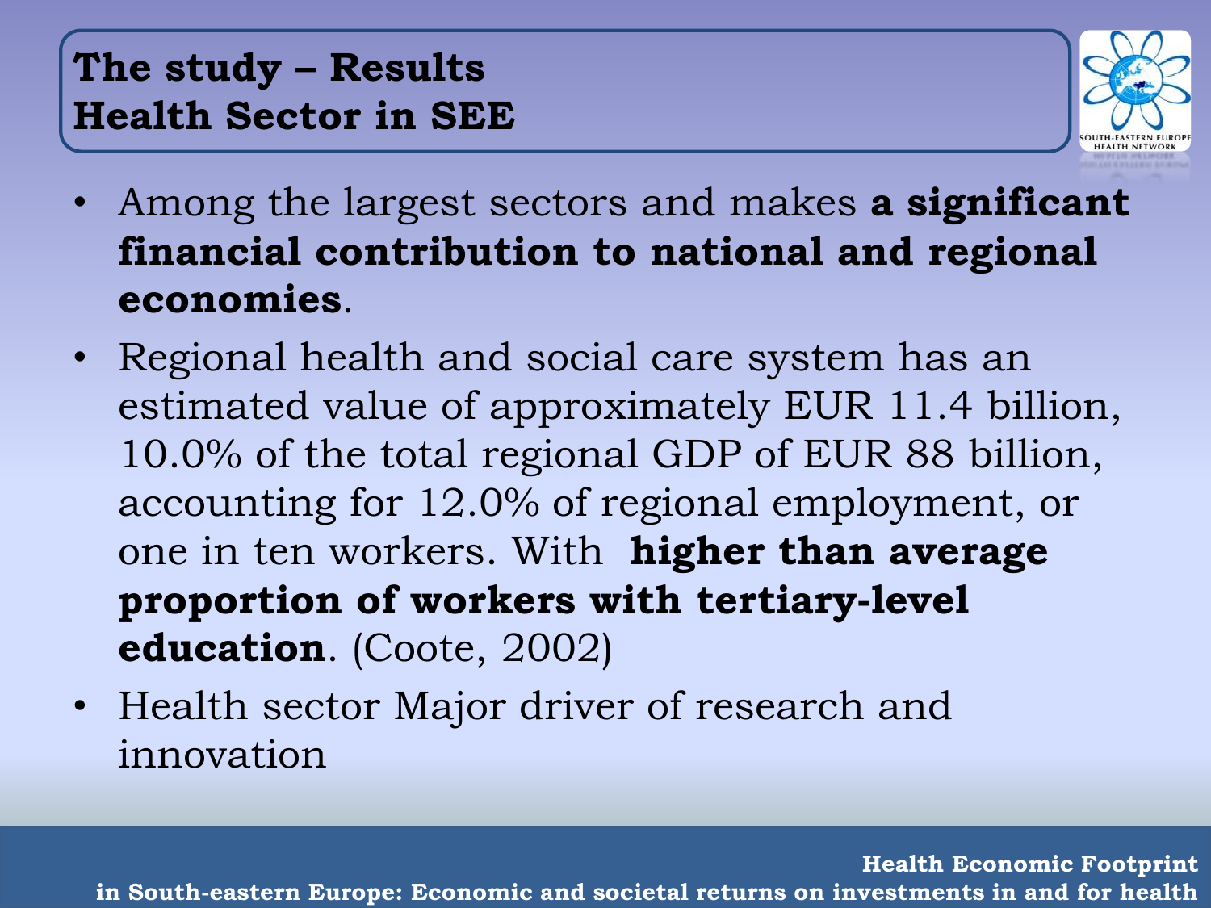# The study – Results
## Health Sector in SEE

- Among the largest sectors and makes **a significant financial contribution to national and regional economies**.
- Regional health and social care system has an estimated value of approximately EUR 11.4 billion, 10.0% of the total regional GDP of EUR 88 billion, accounting for 12.0% of regional employment, or one in ten workers. With **higher than average proportion of workers with tertiary-level education**. (Coote, 2002)
- Health sector Major driver of research and innovation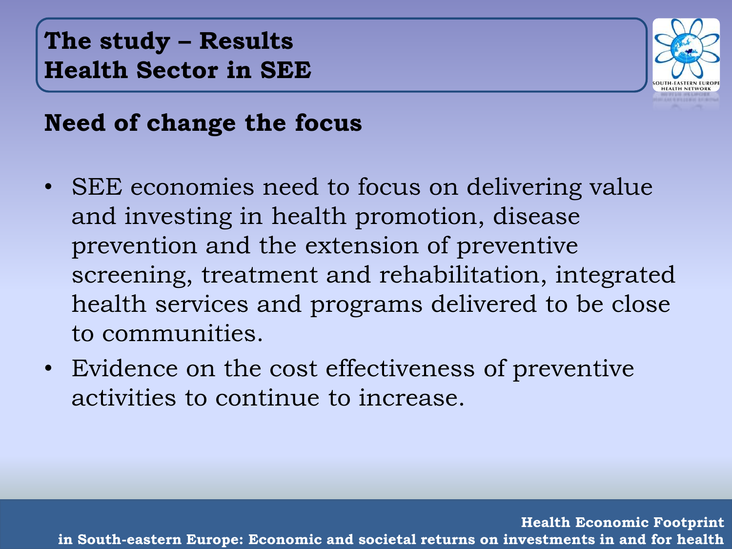# The study – Results
# Health Sector in SEE

## Need of change the focus

- SEE economies need to focus on delivering value and investing in health promotion, disease prevention and the extension of preventive screening, treatment and rehabilitation, integrated health services and programs delivered to be close to communities.
- Evidence on the cost effectiveness of preventive activities to continue to increase.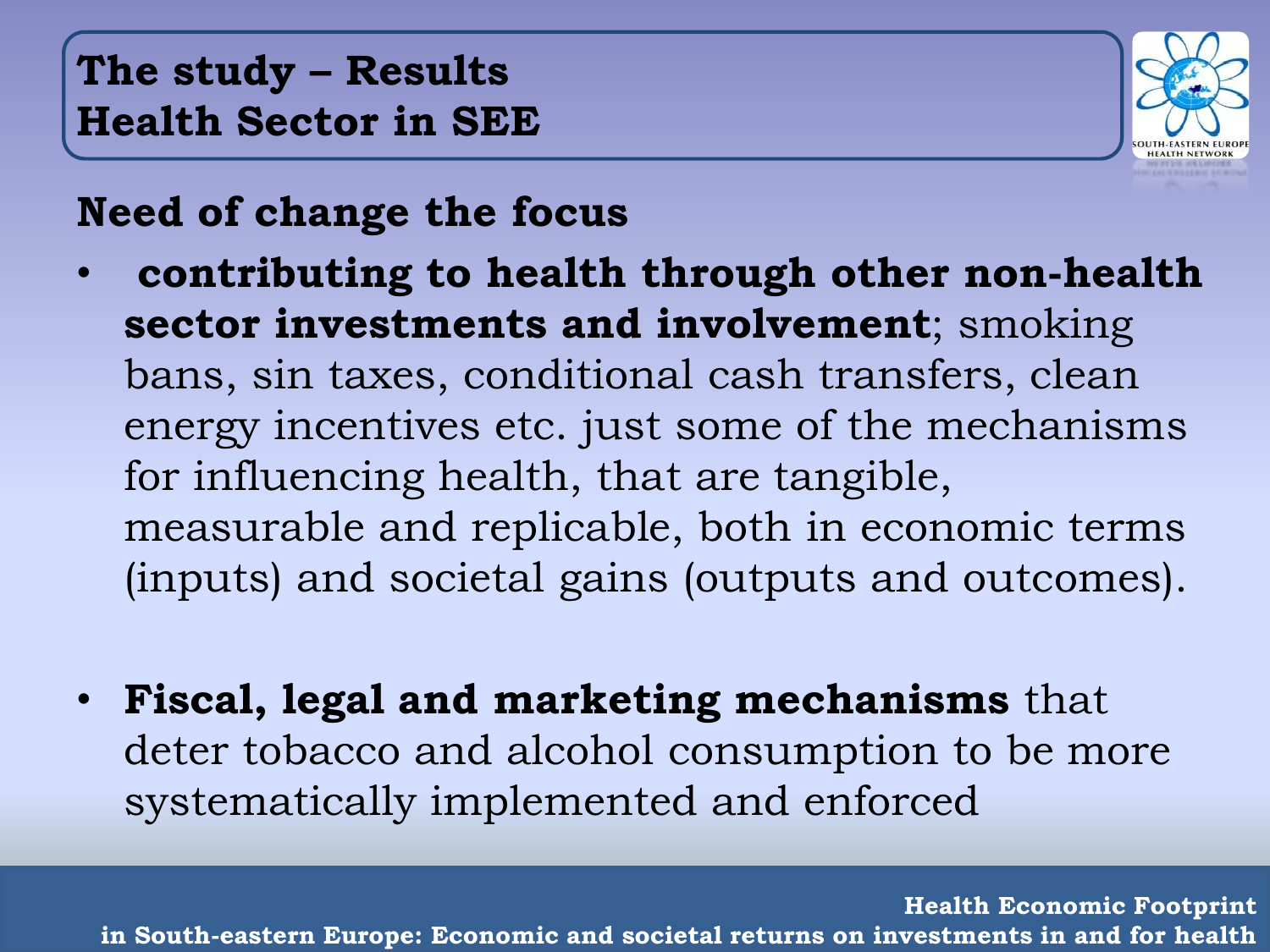## The study – Results
## Health Sector in SEE

### Need of change the focus

- **contributing to health through other non-health sector investments and involvement**; smoking bans, sin taxes, conditional cash transfers, clean energy incentives etc. just some of the mechanisms for influencing health, that are tangible, measurable and replicable, both in economic terms (inputs) and societal gains (outputs and outcomes).

- **Fiscal, legal and marketing mechanisms** that deter tobacco and alcohol consumption to be more systematically implemented and enforced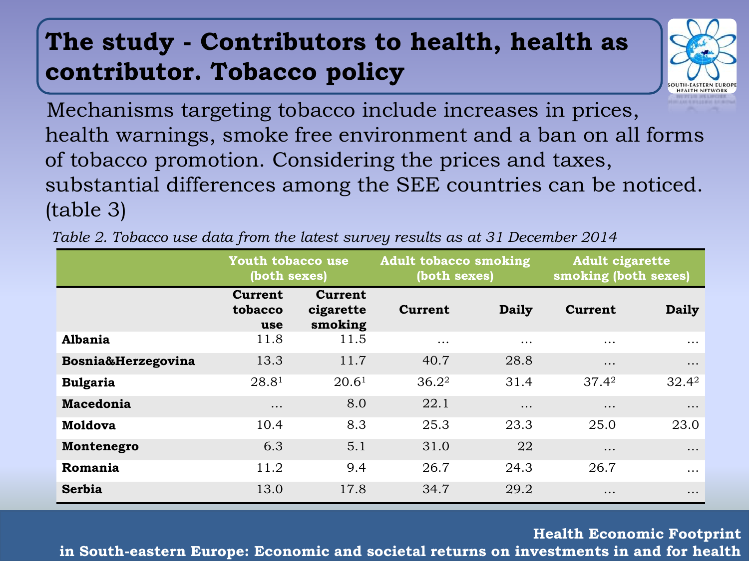# The study - Contributors to health, health as contributor. Tobacco policy

Mechanisms targeting tobacco include increases in prices, health warnings, smoke free environment and a ban on all forms of tobacco promotion. Considering the prices and taxes, substantial differences among the SEE countries can be noticed. (table 3)

*Table 2. Tobacco use data from the latest survey results as at 31 December 2014*

| | Youth tobacco use (both sexes) | | Adult tobacco smoking (both sexes) | | Adult cigarette smoking (both sexes) | |
|---|---|---|---|---|---|---|
| | Current tobacco use | Current cigarette smoking | Current | Daily | Current | Daily |
| **Albania** | 11.8 | 11.5 | … | … | … | … |
| **Bosnia&Herzegovina** | 13.3 | 11.7 | 40.7 | 28.8 | … | … |
| **Bulgaria** | 28.8[1] | 20.6[1] | 36.2[2] | 31.4 | 37.4[2] | 32.4[2] |
| **Macedonia** | … | 8.0 | 22.1 | … | … | … |
| **Moldova** | 10.4 | 8.3 | 25.3 | 23.3 | 25.0 | 23.0 |
| **Montenegro** | 6.3 | 5.1 | 31.0 | 22 | … | … |
| **Romania** | 11.2 | 9.4 | 26.7 | 24.3 | 26.7 | … |
| **Serbia** | 13.0 | 17.8 | 34.7 | 29.2 | … | … |

**Health Economic Footprint in South-eastern Europe: Economic and societal returns on investments in and for health**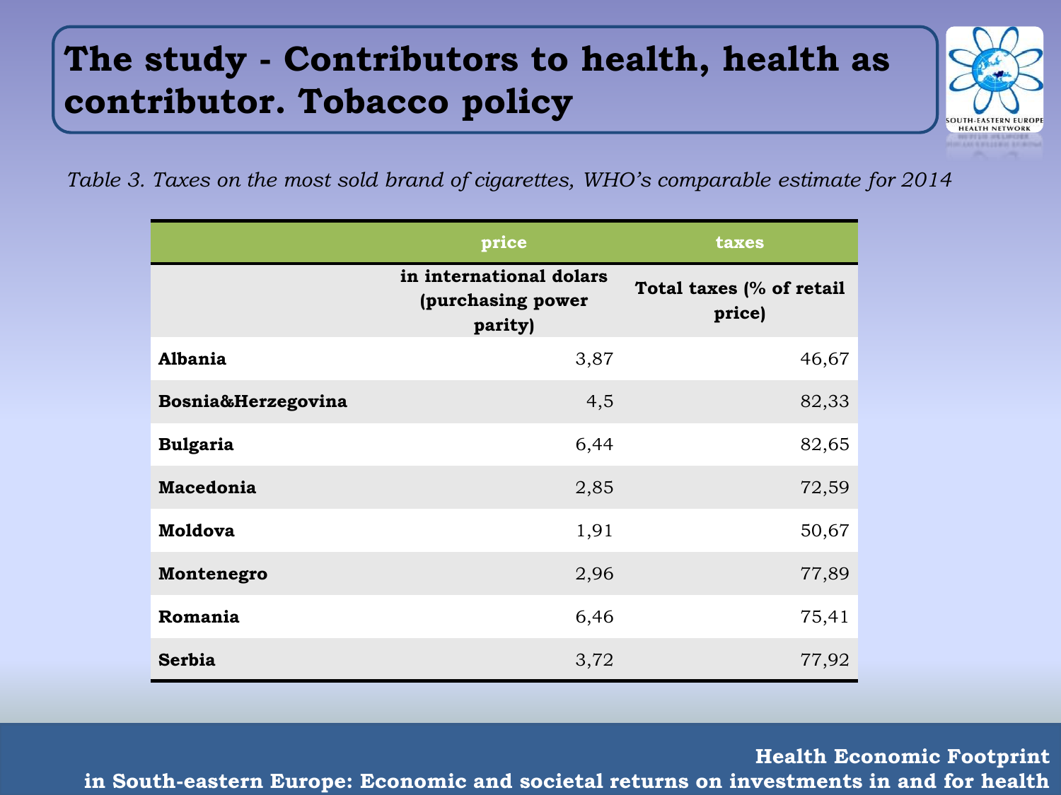# The study - Contributors to health, health as contributor. Tobacco policy

*Table 3. Taxes on the most sold brand of cigarettes, WHO's comparable estimate for 2014*

| | price | taxes |
|---|---|---|
| | in international dolars (purchasing power parity) | Total taxes (% of retail price) |
| **Albania** | 3,87 | 46,67 |
| **Bosnia&Herzegovina** | 4,5 | 82,33 |
| **Bulgaria** | 6,44 | 82,65 |
| **Macedonia** | 2,85 | 72,59 |
| **Moldova** | 1,91 | 50,67 |
| **Montenegro** | 2,96 | 77,89 |
| **Romania** | 6,46 | 75,41 |
| **Serbia** | 3,72 | 77,92 |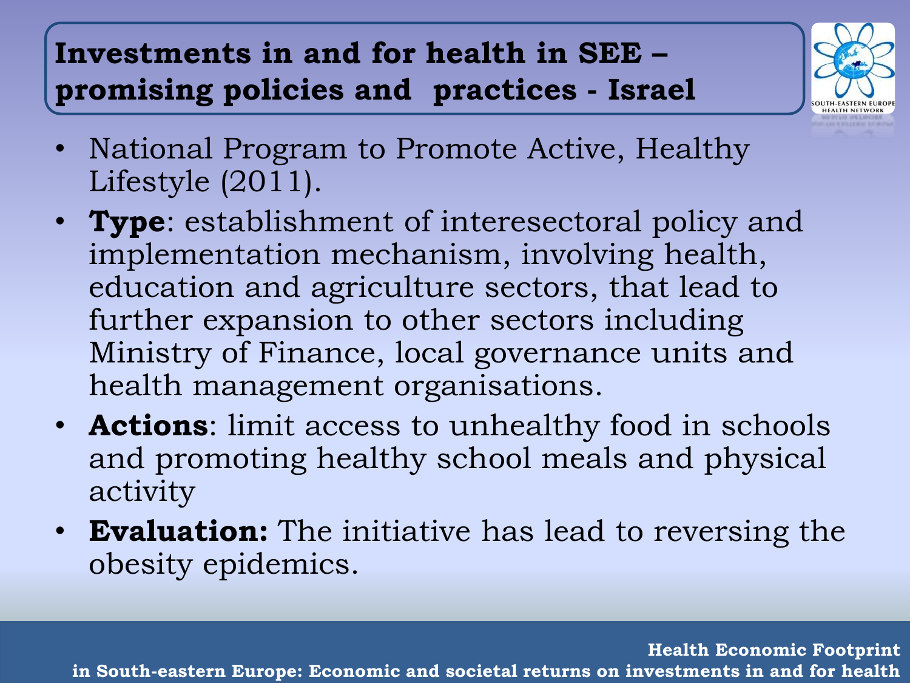## Investments in and for health in SEE – promising policies and practices - Israel

- National Program to Promote Active, Healthy Lifestyle (2011).
- **Type**: establishment of interesectoral policy and implementation mechanism, involving health, education and agriculture sectors, that lead to further expansion to other sectors including Ministry of Finance, local governance units and health management organisations.
- **Actions**: limit access to unhealthy food in schools and promoting healthy school meals and physical activity
- **Evaluation:** The initiative has lead to reversing the obesity epidemics.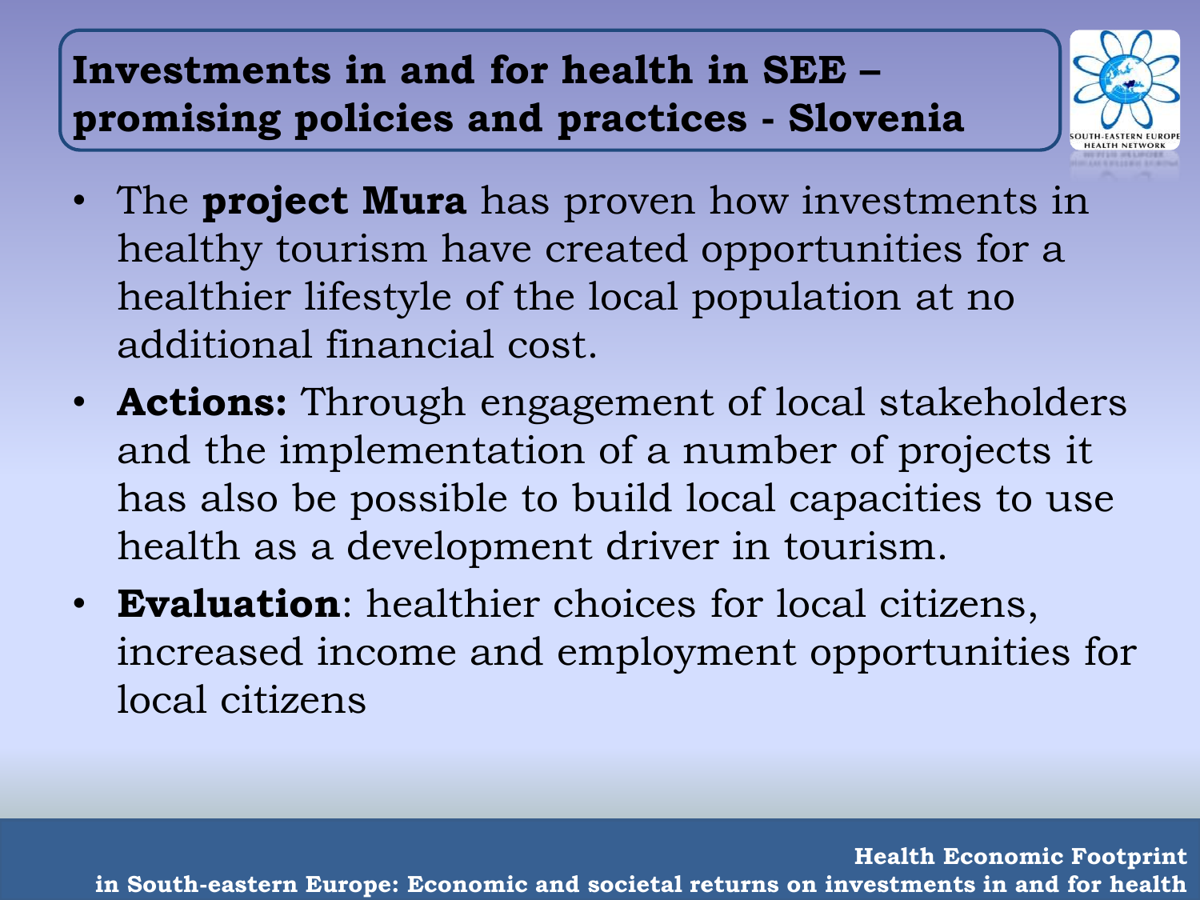# Investments in and for health in SEE – promising policies and practices - Slovenia

- The **project Mura** has proven how investments in healthy tourism have created opportunities for a healthier lifestyle of the local population at no additional financial cost.
- **Actions:** Through engagement of local stakeholders and the implementation of a number of projects it has also be possible to build local capacities to use health as a development driver in tourism.
- **Evaluation**: healthier choices for local citizens, increased income and employment opportunities for local citizens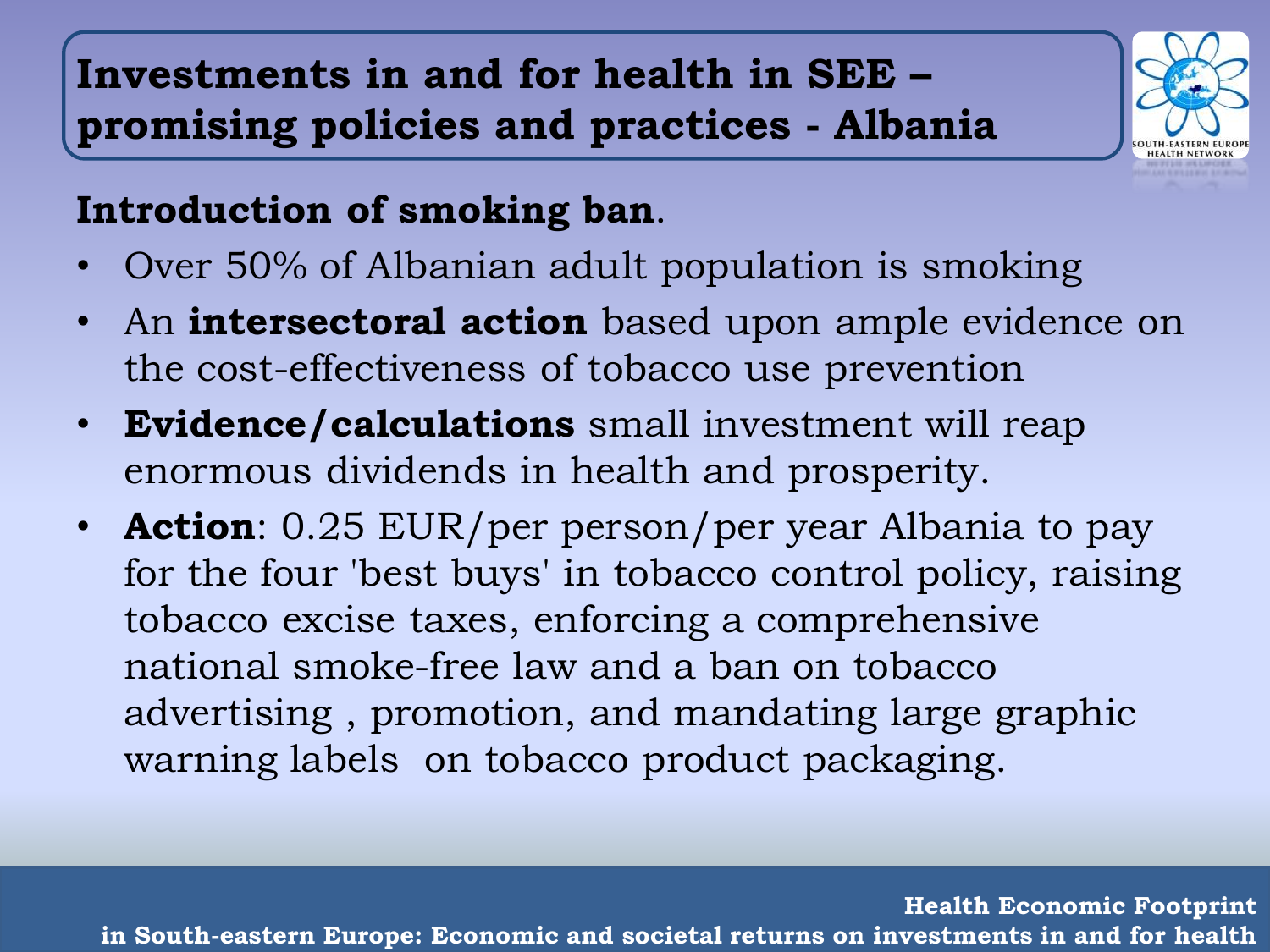# Investments in and for health in SEE – promising policies and practices - Albania

**Introduction of smoking ban**.

- Over 50% of Albanian adult population is smoking
- An **intersectoral action** based upon ample evidence on the cost-effectiveness of tobacco use prevention
- **Evidence/calculations** small investment will reap enormous dividends in health and prosperity.
- **Action**: 0.25 EUR/per person/per year Albania to pay for the four 'best buys' in tobacco control policy, raising tobacco excise taxes, enforcing a comprehensive national smoke-free law and a ban on tobacco advertising , promotion, and mandating large graphic warning labels on tobacco product packaging.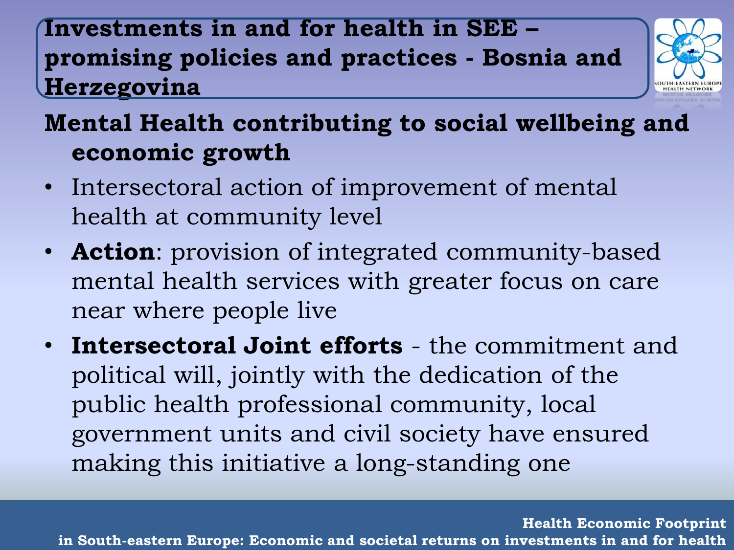# Investments in and for health in SEE – promising policies and practices - Bosnia and Herzegovina

## Mental Health contributing to social wellbeing and economic growth

- Intersectoral action of improvement of mental health at community level
- **Action**: provision of integrated community-based mental health services with greater focus on care near where people live
- **Intersectoral Joint efforts** - the commitment and political will, jointly with the dedication of the public health professional community, local government units and civil society have ensured making this initiative a long-standing one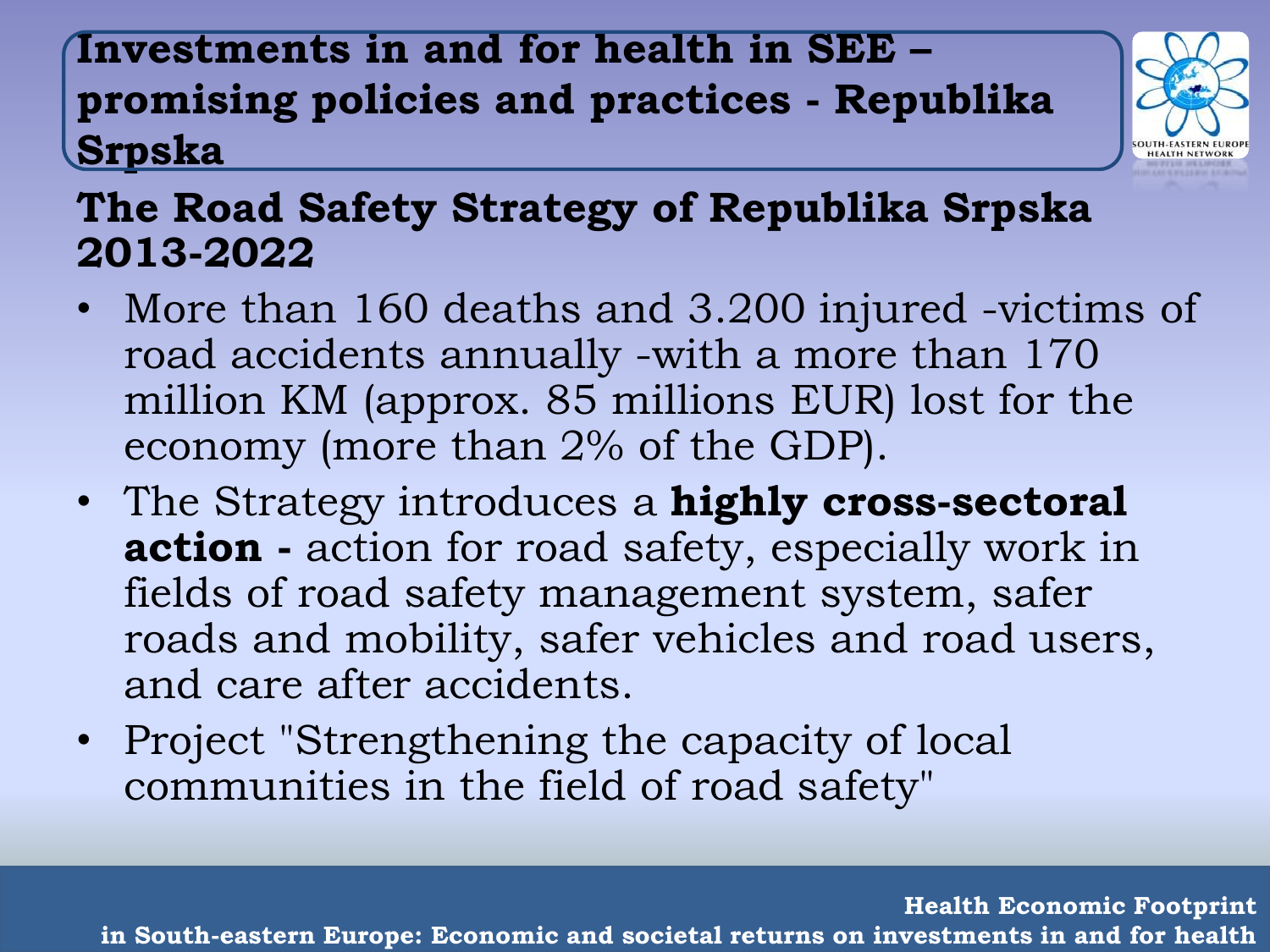# Investments in and for health in SEE – promising policies and practices - Republika Srpska

## The Road Safety Strategy of Republika Srpska 2013-2022

- More than 160 deaths and 3.200 injured -victims of road accidents annually -with a more than 170 million KM (approx. 85 millions EUR) lost for the economy (more than 2% of the GDP).
- The Strategy introduces a **highly cross-sectoral action -** action for road safety, especially work in fields of road safety management system, safer roads and mobility, safer vehicles and road users, and care after accidents.
- Project "Strengthening the capacity of local communities in the field of road safety"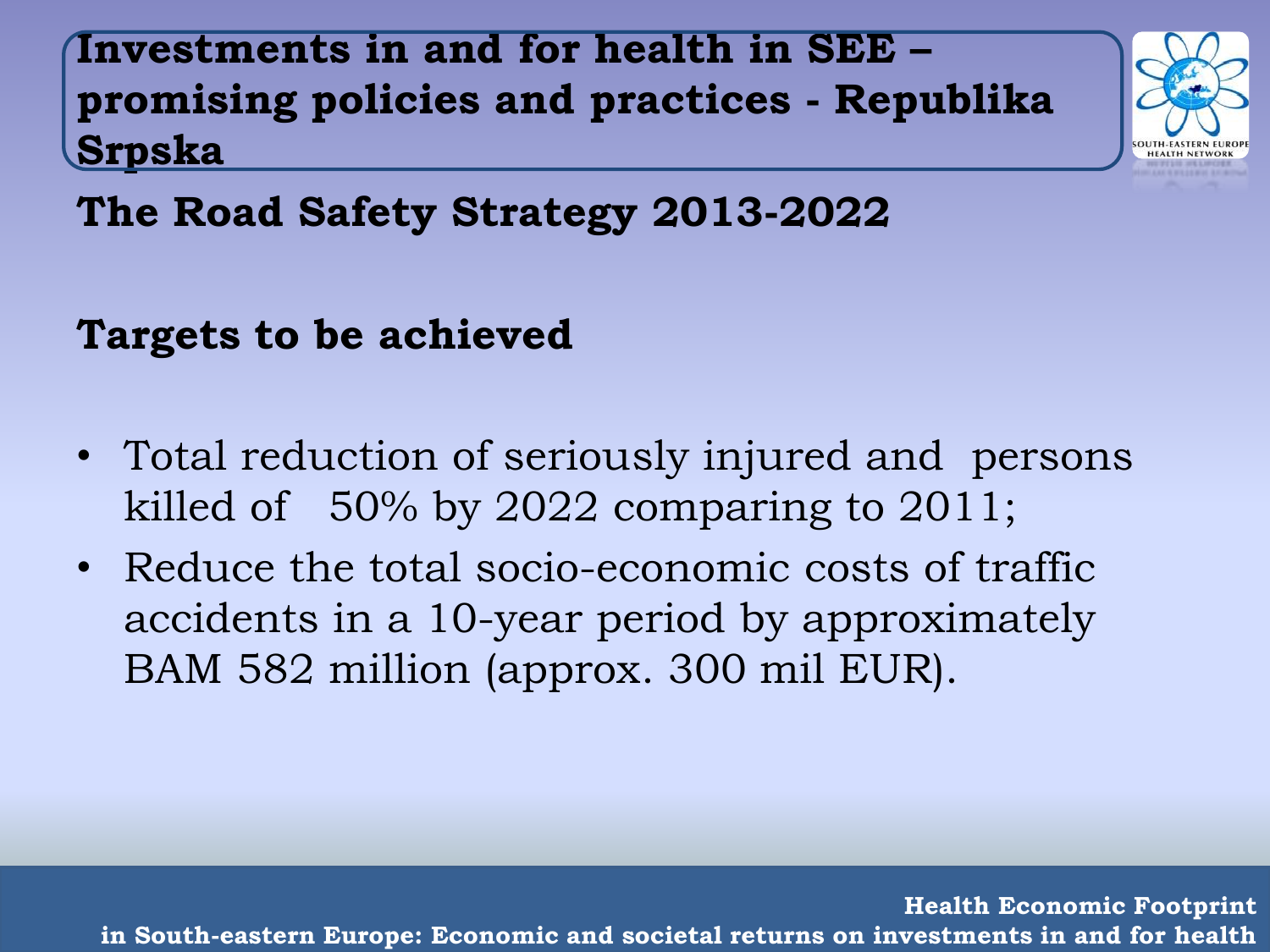# Investments in and for health in SEE – promising policies and practices - Republika Srpska

## The Road Safety Strategy 2013-2022

## Targets to be achieved

- Total reduction of seriously injured and persons killed of 50% by 2022 comparing to 2011;
- Reduce the total socio-economic costs of traffic accidents in a 10-year period by approximately BAM 582 million (approx. 300 mil EUR).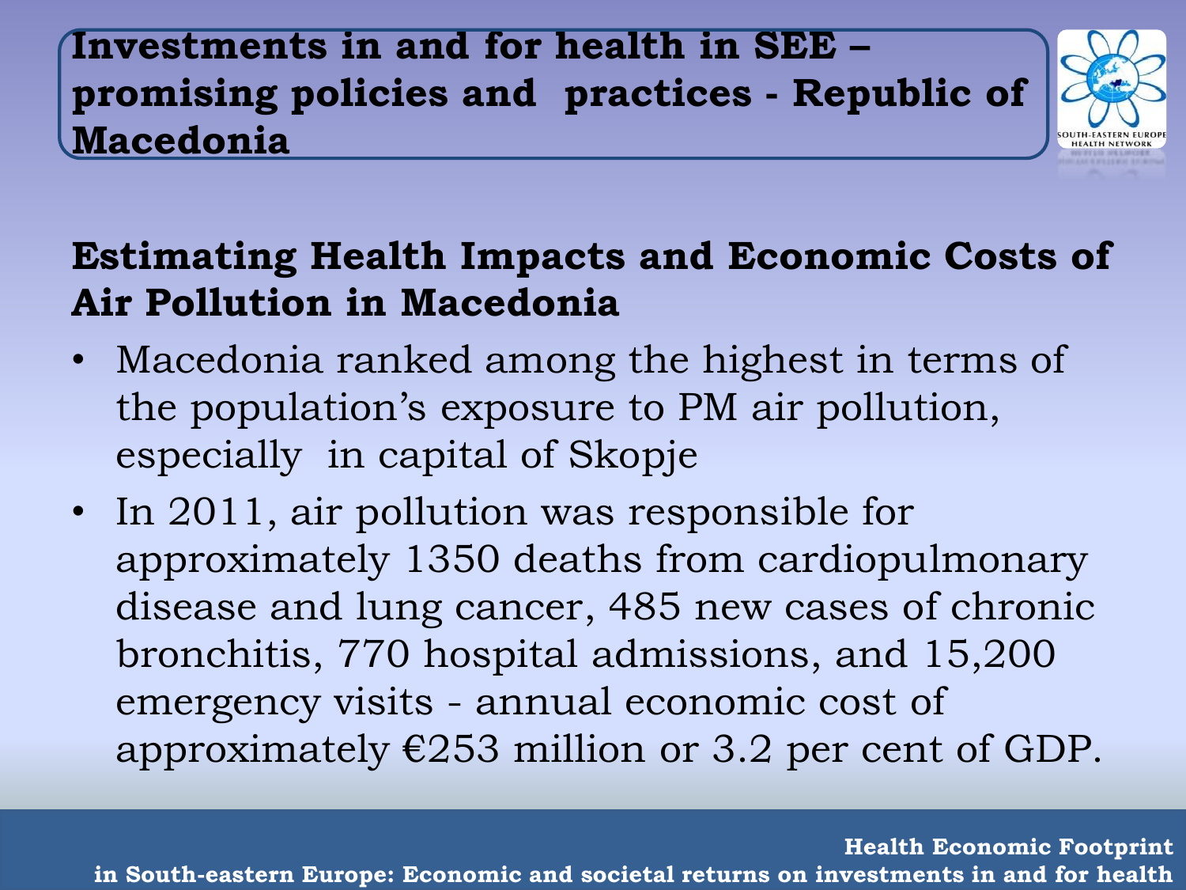# Investments in and for health in SEE – promising policies and practices - Republic of Macedonia

## Estimating Health Impacts and Economic Costs of Air Pollution in Macedonia

- Macedonia ranked among the highest in terms of the population's exposure to PM air pollution, especially in capital of Skopje
- In 2011, air pollution was responsible for approximately 1350 deaths from cardiopulmonary disease and lung cancer, 485 new cases of chronic bronchitis, 770 hospital admissions, and 15,200 emergency visits - annual economic cost of approximately €253 million or 3.2 per cent of GDP.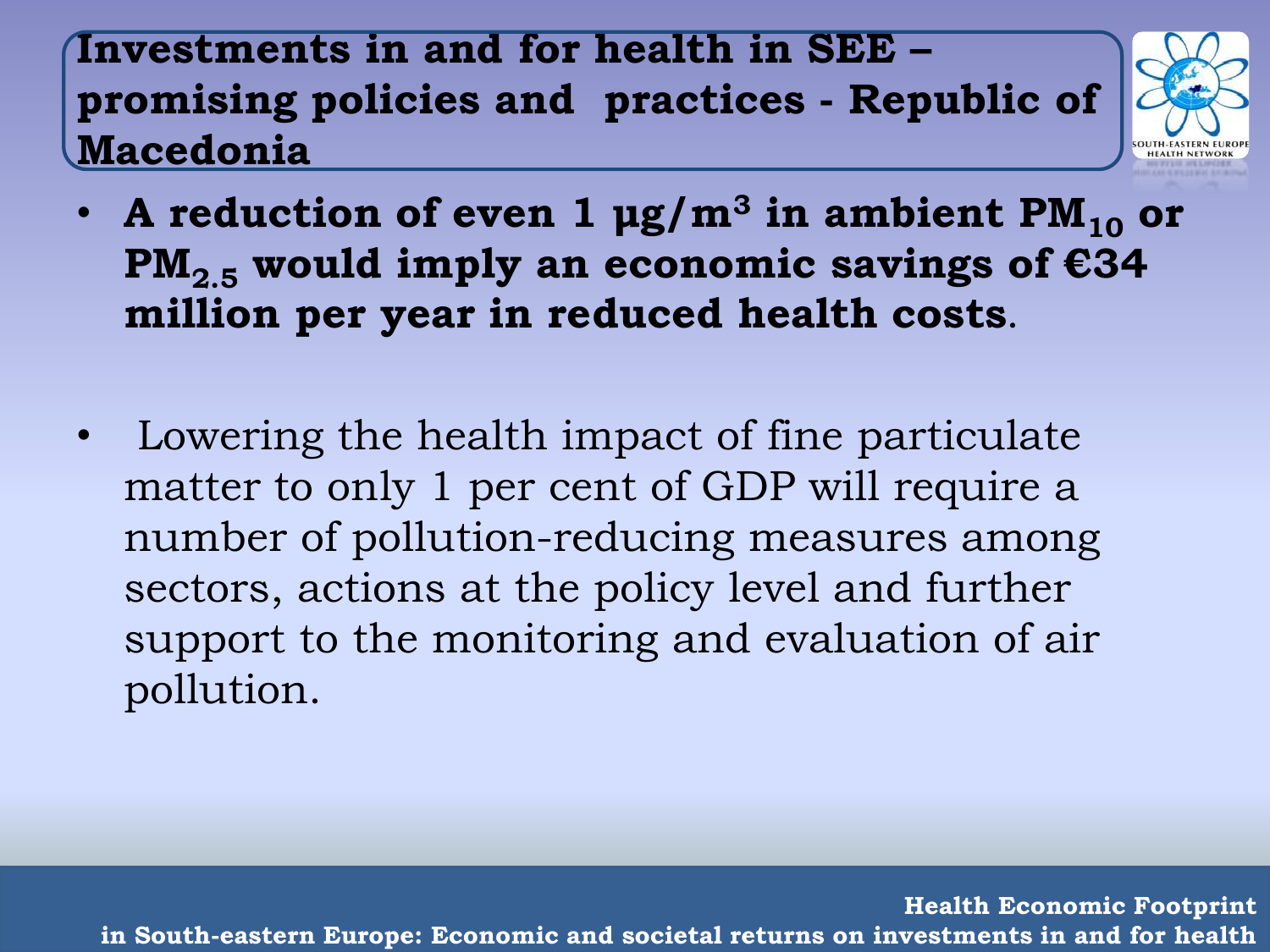# Investments in and for health in SEE – promising policies and practices - Republic of Macedonia

- **A reduction of even 1 μg/m$^3$ in ambient $PM_{10}$ or $PM_{2.5}$ would imply an economic savings of €34 million per year in reduced health costs**.

- Lowering the health impact of fine particulate matter to only 1 per cent of GDP will require a number of pollution-reducing measures among sectors, actions at the policy level and further support to the monitoring and evaluation of air pollution.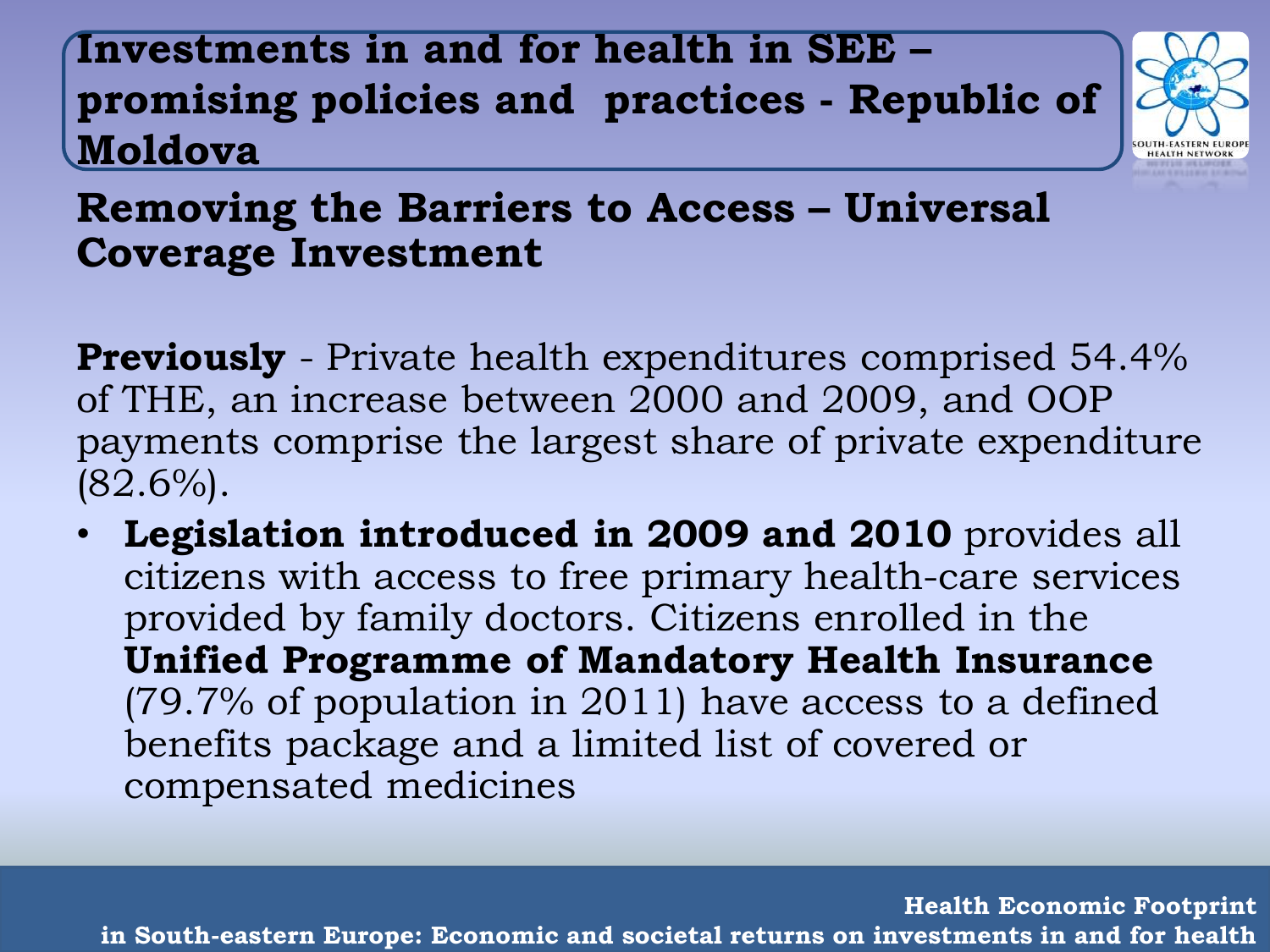# Investments in and for health in SEE – promising policies and practices - Republic of Moldova

## Removing the Barriers to Access – Universal Coverage Investment

**Previously** - Private health expenditures comprised 54.4% of THE, an increase between 2000 and 2009, and OOP payments comprise the largest share of private expenditure (82.6%).

- **Legislation introduced in 2009 and 2010** provides all citizens with access to free primary health-care services provided by family doctors. Citizens enrolled in the **Unified Programme of Mandatory Health Insurance** (79.7% of population in 2011) have access to a defined benefits package and a limited list of covered or compensated medicines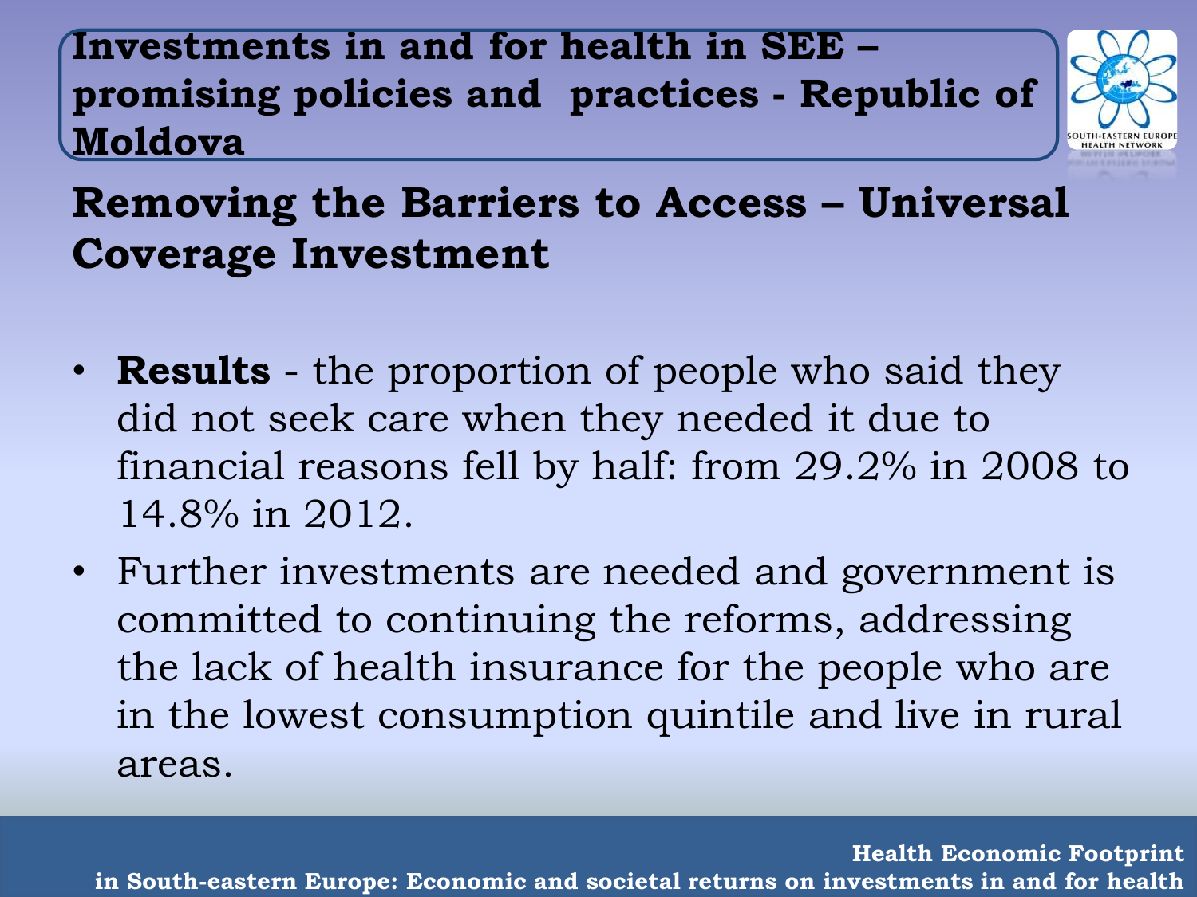# Investments in and for health in SEE – promising policies and practices - Republic of Moldova

## Removing the Barriers to Access – Universal Coverage Investment

- **Results** - the proportion of people who said they did not seek care when they needed it due to financial reasons fell by half: from 29.2% in 2008 to 14.8% in 2012.
- Further investments are needed and government is committed to continuing the reforms, addressing the lack of health insurance for the people who are in the lowest consumption quintile and live in rural areas.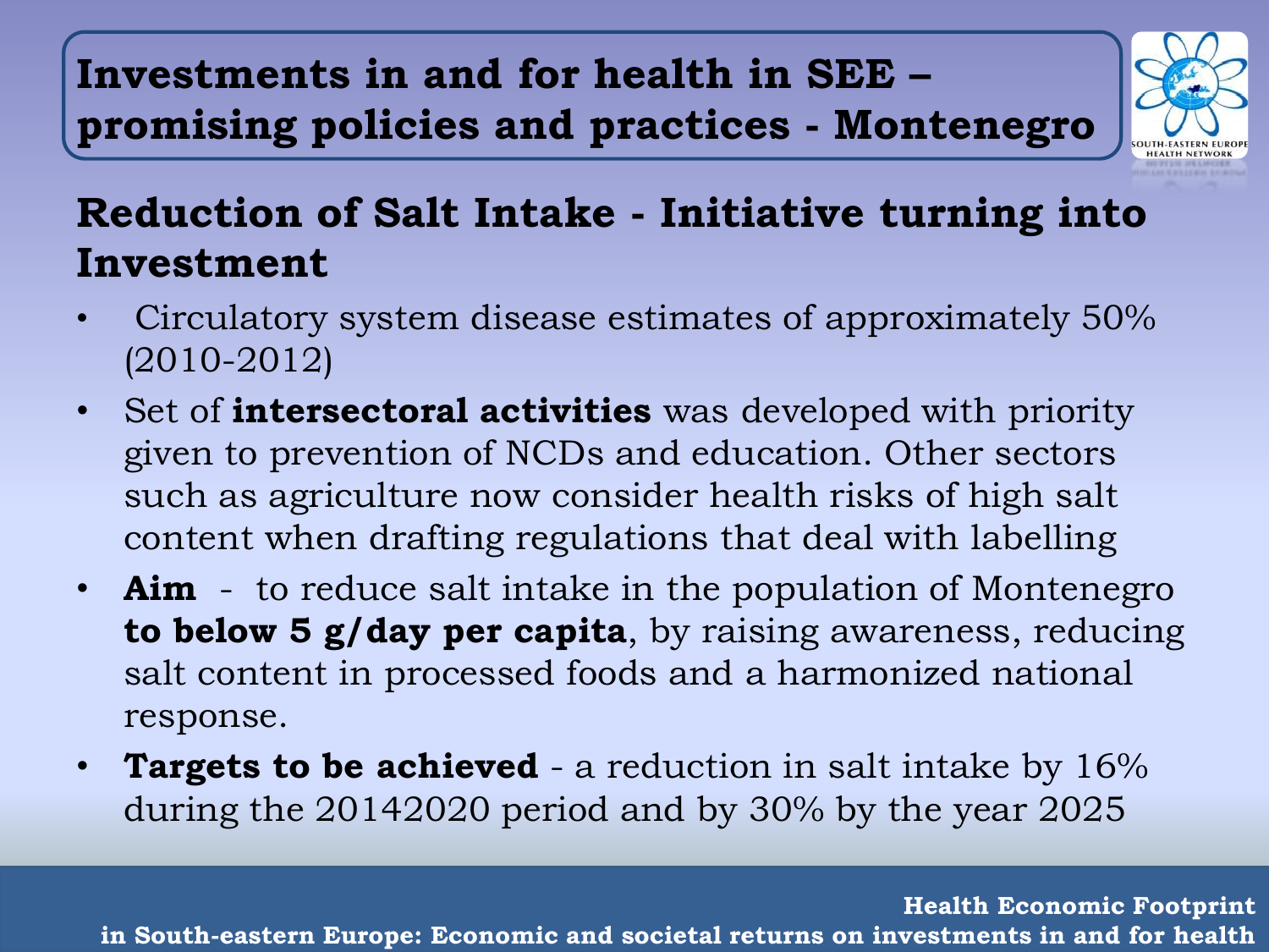# Investments in and for health in SEE – promising policies and practices - Montenegro

## Reduction of Salt Intake - Initiative turning into Investment

- Circulatory system disease estimates of approximately 50% (2010-2012)
- Set of **intersectoral activities** was developed with priority given to prevention of NCDs and education. Other sectors such as agriculture now consider health risks of high salt content when drafting regulations that deal with labelling
- **Aim** - to reduce salt intake in the population of Montenegro **to below 5 g/day per capita**, by raising awareness, reducing salt content in processed foods and a harmonized national response.
- **Targets to be achieved** - a reduction in salt intake by 16% during the 20142020 period and by 30% by the year 2025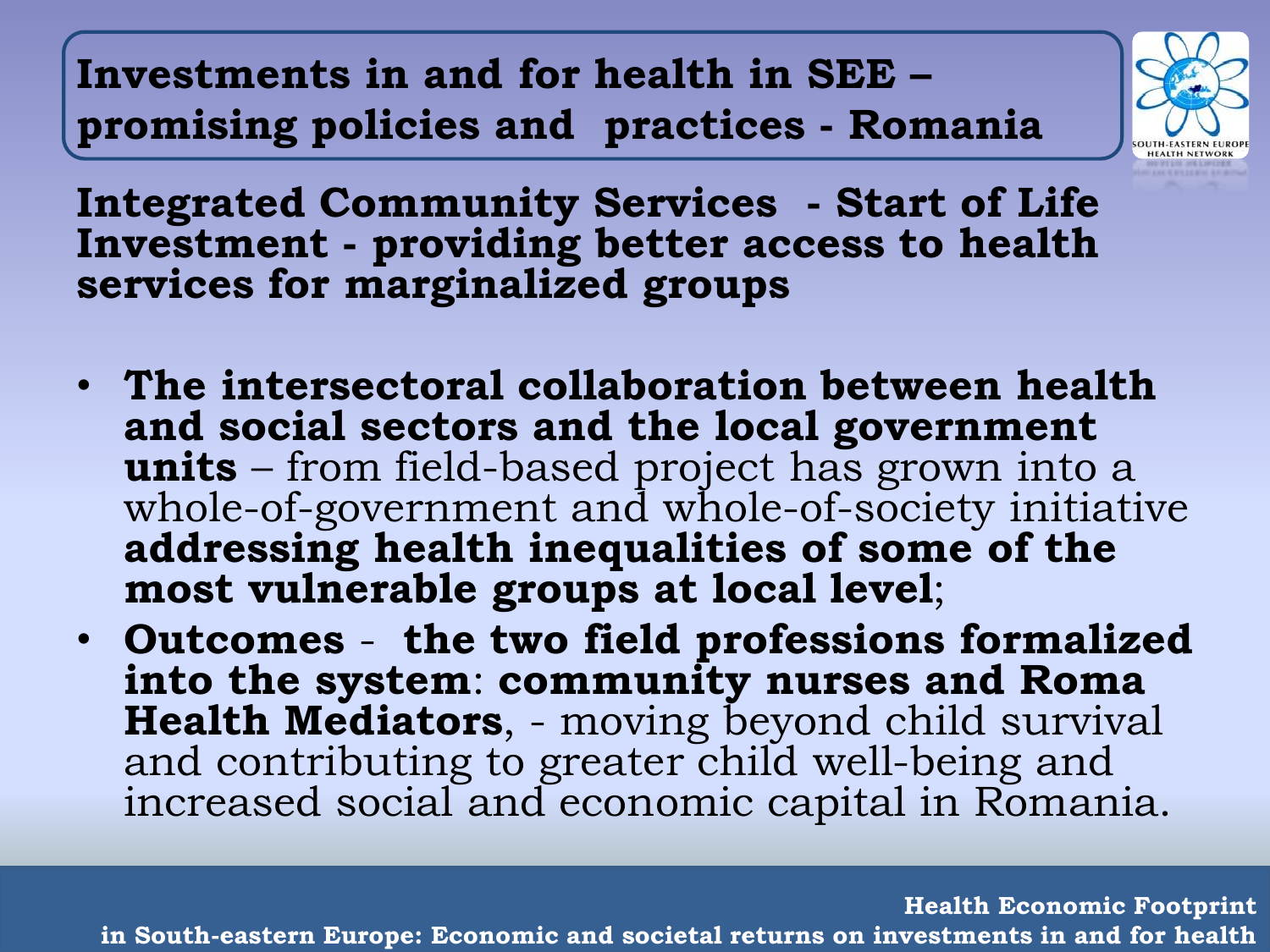# Investments in and for health in SEE – promising policies and practices - Romania

## Integrated Community Services - Start of Life Investment - providing better access to health services for marginalized groups

- **The intersectoral collaboration between health and social sectors and the local government units** – from field-based project has grown into a whole-of-government and whole-of-society initiative **addressing health inequalities of some of the most vulnerable groups at local level**;
- **Outcomes** - **the two field professions formalized into the system**: **community nurses and Roma Health Mediators**, - moving beyond child survival and contributing to greater child well-being and increased social and economic capital in Romania.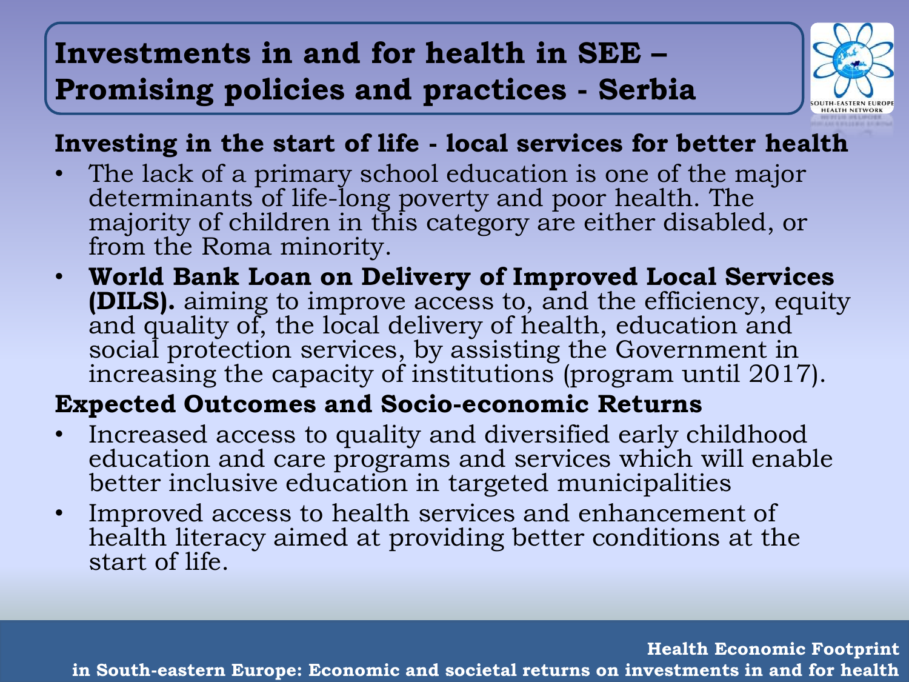# Investments in and for health in SEE – Promising policies and practices - Serbia

## Investing in the start of life - local services for better health

- The lack of a primary school education is one of the major determinants of life-long poverty and poor health. The majority of children in this category are either disabled, or from the Roma minority.
- **World Bank Loan on Delivery of Improved Local Services (DILS).** aiming to improve access to, and the efficiency, equity and quality of, the local delivery of health, education and social protection services, by assisting the Government in increasing the capacity of institutions (program until 2017).

## Expected Outcomes and Socio-economic Returns

- Increased access to quality and diversified early childhood education and care programs and services which will enable better inclusive education in targeted municipalities
- Improved access to health services and enhancement of health literacy aimed at providing better conditions at the start of life.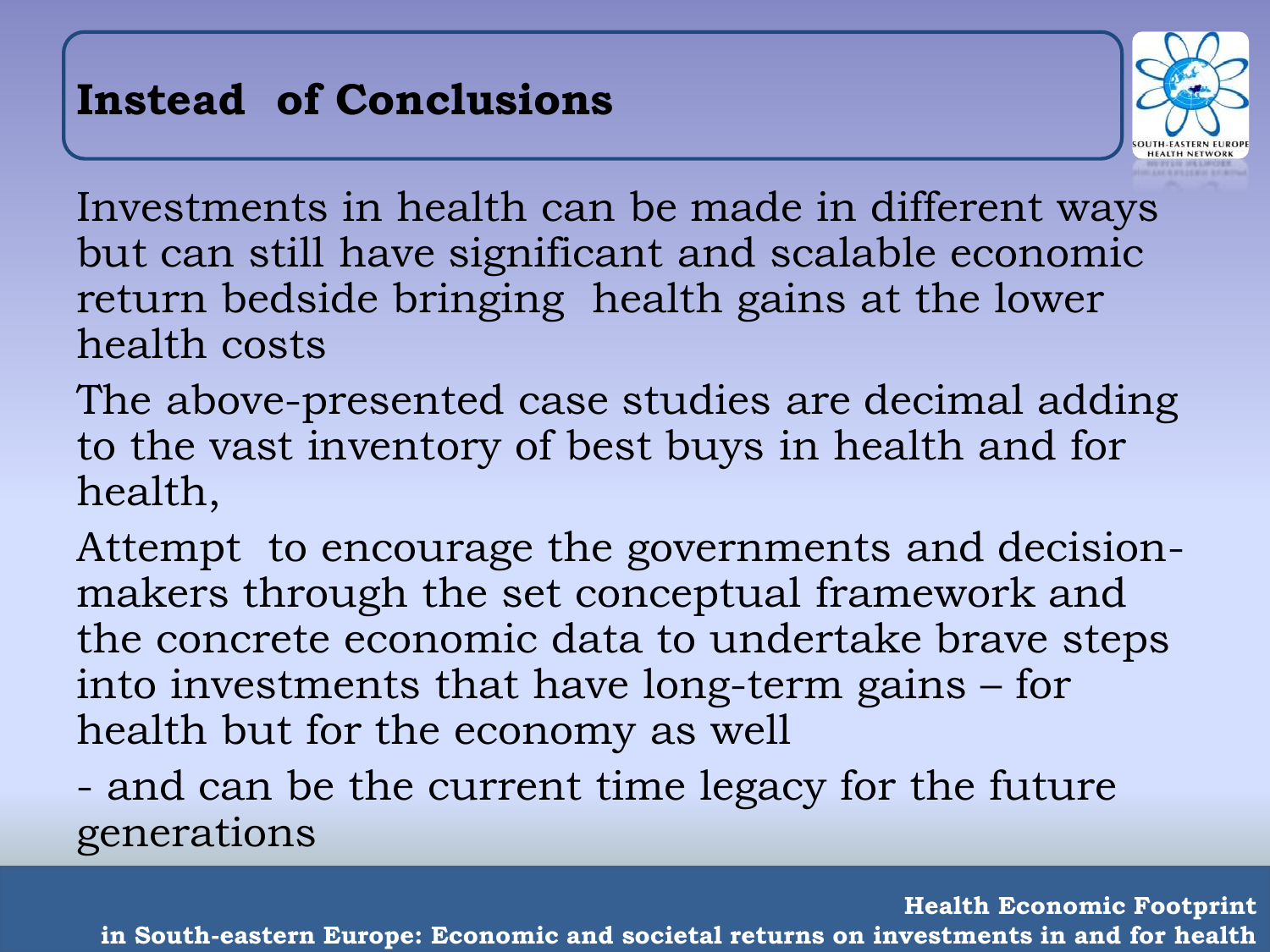# Instead of Conclusions

Investments in health can be made in different ways but can still have significant and scalable economic return bedside bringing health gains at the lower health costs

The above-presented case studies are decimal adding to the vast inventory of best buys in health and for health,

Attempt to encourage the governments and decision-makers through the set conceptual framework and the concrete economic data to undertake brave steps into investments that have long-term gains – for health but for the economy as well

- and can be the current time legacy for the future generations